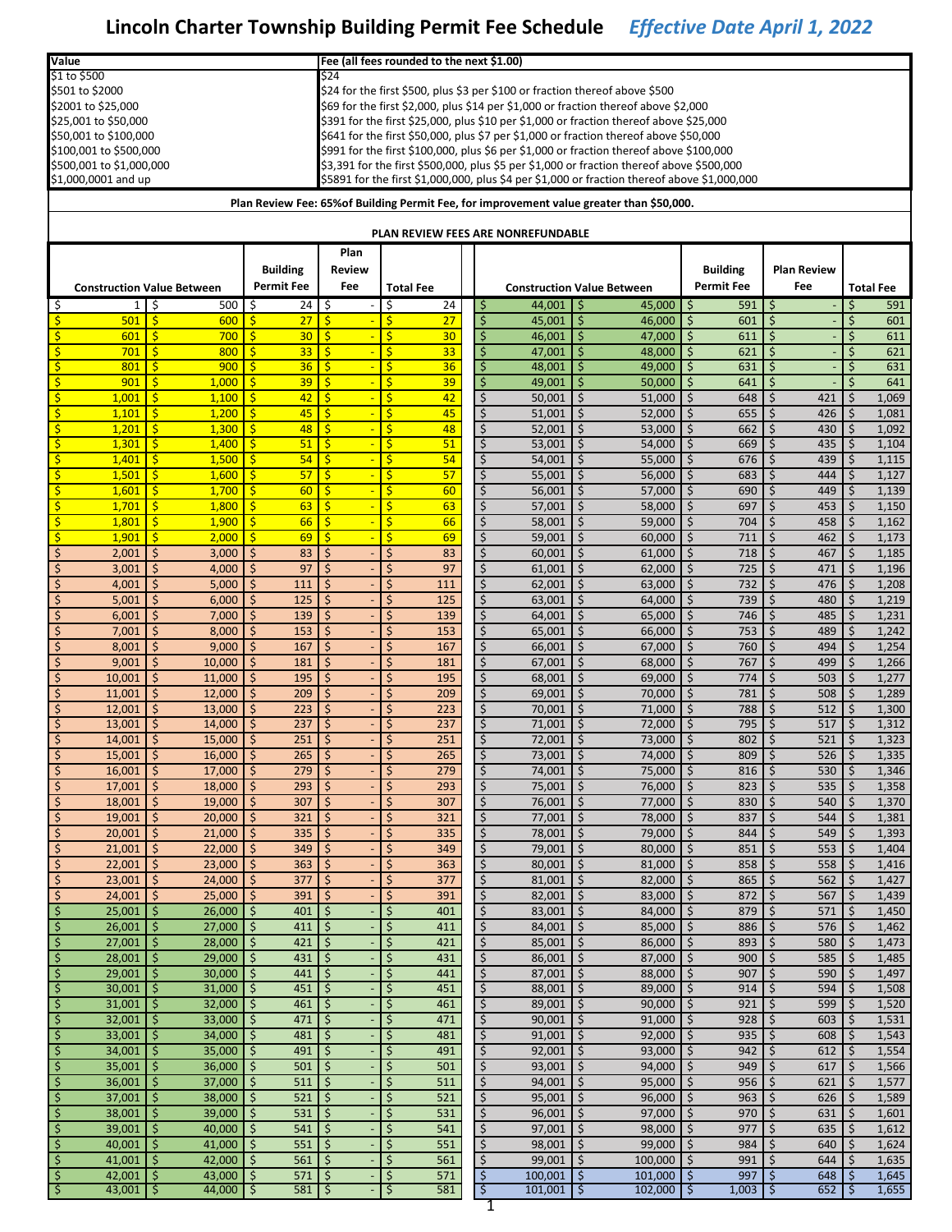# Lincoln Charter Township Building Permit Fee Schedule *Effective Date April 1, 2022*

| Value | Fee (all fees rounded to the next $1.00) |
|---|---|
| $1 to $500 | $24 |
| $501 to $2000 | $24 for the first $500, plus $3 per $100 or fraction thereof above $500 |
| $2001 to $25,000 | $69 for the first $2,000, plus $14 per $1,000 or fraction thereof above $2,000 |
| $25,001 to $50,000 | $391 for the first $25,000, plus $10 per $1,000 or fraction thereof above $25,000 |
| $50,001 to $100,000 | $641 for the first $50,000, plus $7 per $1,000 or fraction thereof above $50,000 |
| $100,001 to $500,000 | $991 for the first $100,000, plus $6 per $1,000 or fraction thereof above $100,000 |
| $500,001 to $1,000,000 | $3,391 for the first $500,000, plus $5 per $1,000 or fraction thereof above $500,000 |
| $1,000,0001 and up | $5891 for the first $1,000,000, plus $4 per $1,000 or fraction thereof above $1,000,000 |

**Plan Review Fee: 65%of Building Permit Fee, for improvement value greater than $50,000.**

**PLAN REVIEW FEES ARE NONREFUNDABLE**

| Construction Value Between | | Building Permit Fee | Plan Review Fee | Total Fee |
|---|---|---|---|---|
| $ 1 | $ 500 | $ 24 | $ - | $ 24 |
| $ 501 | $ 600 | $ 27 | $ - | $ 27 |
| $ 601 | $ 700 | $ 30 | $ - | $ 30 |
| $ 701 | $ 800 | $ 33 | $ - | $ 33 |
| $ 801 | $ 900 | $ 36 | $ - | $ 36 |
| $ 901 | $ 1,000 | $ 39 | $ - | $ 39 |
| $ 1,001 | $ 1,100 | $ 42 | $ - | $ 42 |
| $ 1,101 | $ 1,200 | $ 45 | $ - | $ 45 |
| $ 1,201 | $ 1,300 | $ 48 | $ - | $ 48 |
| $ 1,301 | $ 1,400 | $ 51 | $ - | $ 51 |
| $ 1,401 | $ 1,500 | $ 54 | $ - | $ 54 |
| $ 1,501 | $ 1,600 | $ 57 | $ - | $ 57 |
| $ 1,601 | $ 1,700 | $ 60 | $ - | $ 60 |
| $ 1,701 | $ 1,800 | $ 63 | $ - | $ 63 |
| $ 1,801 | $ 1,900 | $ 66 | $ - | $ 66 |
| $ 1,901 | $ 2,000 | $ 69 | $ - | $ 69 |
| $ 2,001 | $ 3,000 | $ 83 | $ - | $ 83 |
| $ 3,001 | $ 4,000 | $ 97 | $ - | $ 97 |
| $ 4,001 | $ 5,000 | $ 111 | $ - | $ 111 |
| $ 5,001 | $ 6,000 | $ 125 | $ - | $ 125 |
| $ 6,001 | $ 7,000 | $ 139 | $ - | $ 139 |
| $ 7,001 | $ 8,000 | $ 153 | $ - | $ 153 |
| $ 8,001 | $ 9,000 | $ 167 | $ - | $ 167 |
| $ 9,001 | $ 10,000 | $ 181 | $ - | $ 181 |
| $ 10,001 | $ 11,000 | $ 195 | $ - | $ 195 |
| $ 11,001 | $ 12,000 | $ 209 | $ - | $ 209 |
| $ 12,001 | $ 13,000 | $ 223 | $ - | $ 223 |
| $ 13,001 | $ 14,000 | $ 237 | $ - | $ 237 |
| $ 14,001 | $ 15,000 | $ 251 | $ - | $ 251 |
| $ 15,001 | $ 16,000 | $ 265 | $ - | $ 265 |
| $ 16,001 | $ 17,000 | $ 279 | $ - | $ 279 |
| $ 17,001 | $ 18,000 | $ 293 | $ - | $ 293 |
| $ 18,001 | $ 19,000 | $ 307 | $ - | $ 307 |
| $ 19,001 | $ 20,000 | $ 321 | $ - | $ 321 |
| $ 20,001 | $ 21,000 | $ 335 | $ - | $ 335 |
| $ 21,001 | $ 22,000 | $ 349 | $ - | $ 349 |
| $ 22,001 | $ 23,000 | $ 363 | $ - | $ 363 |
| $ 23,001 | $ 24,000 | $ 377 | $ - | $ 377 |
| $ 24,001 | $ 25,000 | $ 391 | $ - | $ 391 |
| $ 25,001 | $ 26,000 | $ 401 | $ - | $ 401 |
| $ 26,001 | $ 27,000 | $ 411 | $ - | $ 411 |
| $ 27,001 | $ 28,000 | $ 421 | $ - | $ 421 |
| $ 28,001 | $ 29,000 | $ 431 | $ - | $ 431 |
| $ 29,001 | $ 30,000 | $ 441 | $ - | $ 441 |
| $ 30,001 | $ 31,000 | $ 451 | $ - | $ 451 |
| $ 31,001 | $ 32,000 | $ 461 | $ - | $ 461 |
| $ 32,001 | $ 33,000 | $ 471 | $ - | $ 471 |
| $ 33,001 | $ 34,000 | $ 481 | $ - | $ 481 |
| $ 34,001 | $ 35,000 | $ 491 | $ - | $ 491 |
| $ 35,001 | $ 36,000 | $ 501 | $ - | $ 501 |
| $ 36,001 | $ 37,000 | $ 511 | $ - | $ 511 |
| $ 37,001 | $ 38,000 | $ 521 | $ - | $ 521 |
| $ 38,001 | $ 39,000 | $ 531 | $ - | $ 531 |
| $ 39,001 | $ 40,000 | $ 541 | $ - | $ 541 |
| $ 40,001 | $ 41,000 | $ 551 | $ - | $ 551 |
| $ 41,001 | $ 42,000 | $ 561 | $ - | $ 561 |
| $ 42,001 | $ 43,000 | $ 571 | $ - | $ 571 |
| $ 43,001 | $ 44,000 | $ 581 | $ - | $ 581 |
| $ 44,001 | $ 45,000 | $ 591 | $ - | $ 591 |
| $ 45,001 | $ 46,000 | $ 601 | $ - | $ 601 |
| $ 46,001 | $ 47,000 | $ 611 | $ - | $ 611 |
| $ 47,001 | $ 48,000 | $ 621 | $ - | $ 621 |
| $ 48,001 | $ 49,000 | $ 631 | $ - | $ 631 |
| $ 49,001 | $ 50,000 | $ 641 | $ - | $ 641 |
| $ 50,001 | $ 51,000 | $ 648 | $ 421 | $ 1,069 |
| $ 51,001 | $ 52,000 | $ 655 | $ 426 | $ 1,081 |
| $ 52,001 | $ 53,000 | $ 662 | $ 430 | $ 1,092 |
| $ 53,001 | $ 54,000 | $ 669 | $ 435 | $ 1,104 |
| $ 54,001 | $ 55,000 | $ 676 | $ 439 | $ 1,115 |
| $ 55,001 | $ 56,000 | $ 683 | $ 444 | $ 1,127 |
| $ 56,001 | $ 57,000 | $ 690 | $ 449 | $ 1,139 |
| $ 57,001 | $ 58,000 | $ 697 | $ 453 | $ 1,150 |
| $ 58,001 | $ 59,000 | $ 704 | $ 458 | $ 1,162 |
| $ 59,001 | $ 60,000 | $ 711 | $ 462 | $ 1,173 |
| $ 60,001 | $ 61,000 | $ 718 | $ 467 | $ 1,185 |
| $ 61,001 | $ 62,000 | $ 725 | $ 471 | $ 1,196 |
| $ 62,001 | $ 63,000 | $ 732 | $ 476 | $ 1,208 |
| $ 63,001 | $ 64,000 | $ 739 | $ 480 | $ 1,219 |
| $ 64,001 | $ 65,000 | $ 746 | $ 485 | $ 1,231 |
| $ 65,001 | $ 66,000 | $ 753 | $ 489 | $ 1,242 |
| $ 66,001 | $ 67,000 | $ 760 | $ 494 | $ 1,254 |
| $ 67,001 | $ 68,000 | $ 767 | $ 499 | $ 1,266 |
| $ 68,001 | $ 69,000 | $ 774 | $ 503 | $ 1,277 |
| $ 69,001 | $ 70,000 | $ 781 | $ 508 | $ 1,289 |
| $ 70,001 | $ 71,000 | $ 788 | $ 512 | $ 1,300 |
| $ 71,001 | $ 72,000 | $ 795 | $ 517 | $ 1,312 |
| $ 72,001 | $ 73,000 | $ 802 | $ 521 | $ 1,323 |
| $ 73,001 | $ 74,000 | $ 809 | $ 526 | $ 1,335 |
| $ 74,001 | $ 75,000 | $ 816 | $ 530 | $ 1,346 |
| $ 75,001 | $ 76,000 | $ 823 | $ 535 | $ 1,358 |
| $ 76,001 | $ 77,000 | $ 830 | $ 540 | $ 1,370 |
| $ 77,001 | $ 78,000 | $ 837 | $ 544 | $ 1,381 |
| $ 78,001 | $ 79,000 | $ 844 | $ 549 | $ 1,393 |
| $ 79,001 | $ 80,000 | $ 851 | $ 553 | $ 1,404 |
| $ 80,001 | $ 81,000 | $ 858 | $ 558 | $ 1,416 |
| $ 81,001 | $ 82,000 | $ 865 | $ 562 | $ 1,427 |
| $ 82,001 | $ 83,000 | $ 872 | $ 567 | $ 1,439 |
| $ 83,001 | $ 84,000 | $ 879 | $ 571 | $ 1,450 |
| $ 84,001 | $ 85,000 | $ 886 | $ 576 | $ 1,462 |
| $ 85,001 | $ 86,000 | $ 893 | $ 580 | $ 1,473 |
| $ 86,001 | $ 87,000 | $ 900 | $ 585 | $ 1,485 |
| $ 87,001 | $ 88,000 | $ 907 | $ 590 | $ 1,497 |
| $ 88,001 | $ 89,000 | $ 914 | $ 594 | $ 1,508 |
| $ 89,001 | $ 90,000 | $ 921 | $ 599 | $ 1,520 |
| $ 90,001 | $ 91,000 | $ 928 | $ 603 | $ 1,531 |
| $ 91,001 | $ 92,000 | $ 935 | $ 608 | $ 1,543 |
| $ 92,001 | $ 93,000 | $ 942 | $ 612 | $ 1,554 |
| $ 93,001 | $ 94,000 | $ 949 | $ 617 | $ 1,566 |
| $ 94,001 | $ 95,000 | $ 956 | $ 621 | $ 1,577 |
| $ 95,001 | $ 96,000 | $ 963 | $ 626 | $ 1,589 |
| $ 96,001 | $ 97,000 | $ 970 | $ 631 | $ 1,601 |
| $ 97,001 | $ 98,000 | $ 977 | $ 635 | $ 1,612 |
| $ 98,001 | $ 99,000 | $ 984 | $ 640 | $ 1,624 |
| $ 99,001 | $ 100,000 | $ 991 | $ 644 | $ 1,635 |
| $ 100,001 | $ 101,000 | $ 997 | $ 648 | $ 1,645 |
| $ 101,001 | $ 102,000 | $ 1,003 | $ 652 | $ 1,655 |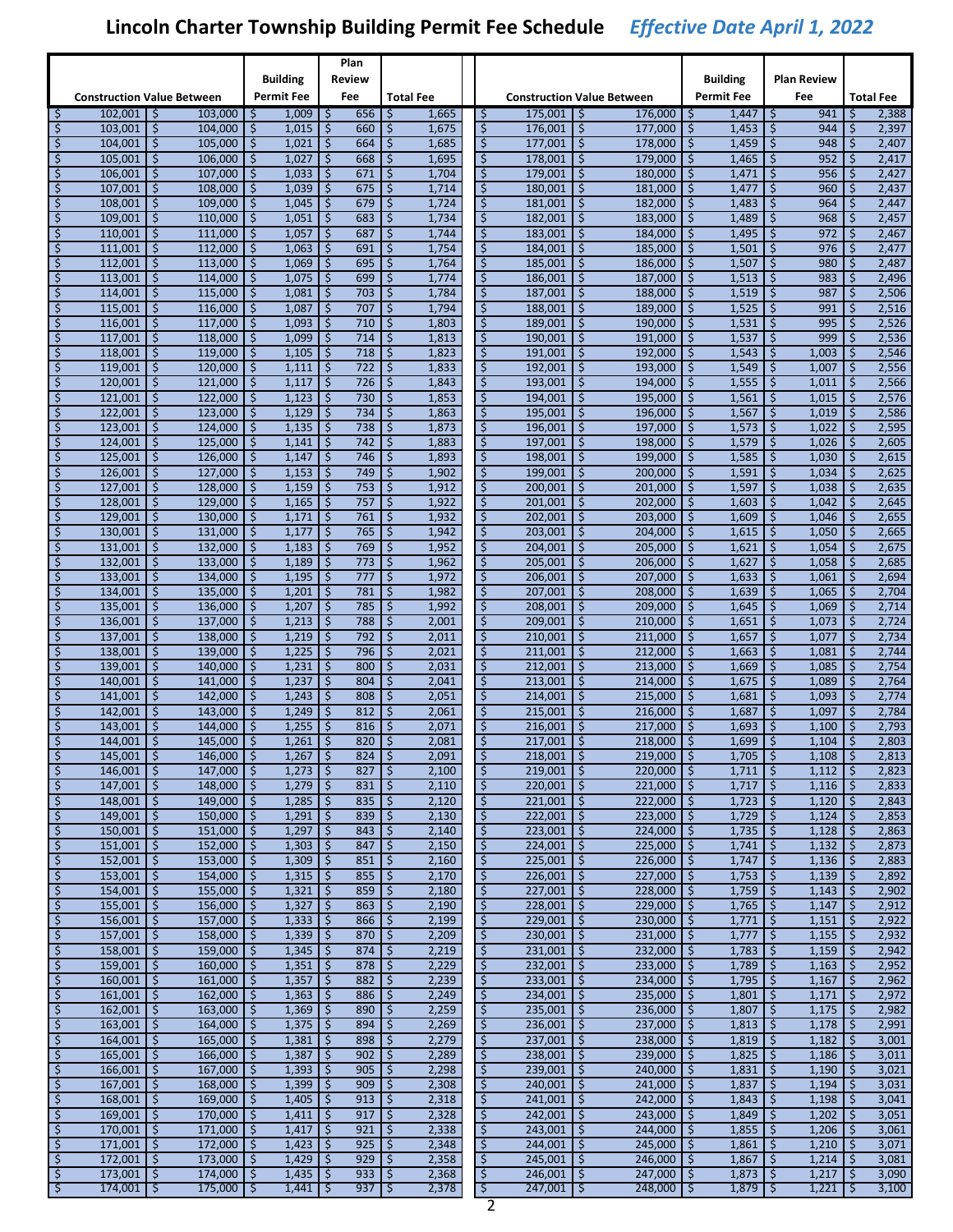# Lincoln Charter Township Building Permit Fee Schedule *Effective Date April 1, 2022*

| Construction Value Between | | Building Permit Fee | Plan Review Fee | Total Fee |
|---|---|---|---|---|
| $ 102,001 | $ 103,000 | $ 1,009 | $ 656 | $ 1,665 |
| $ 103,001 | $ 104,000 | $ 1,015 | $ 660 | $ 1,675 |
| $ 104,001 | $ 105,000 | $ 1,021 | $ 664 | $ 1,685 |
| $ 105,001 | $ 106,000 | $ 1,027 | $ 668 | $ 1,695 |
| $ 106,001 | $ 107,000 | $ 1,033 | $ 671 | $ 1,704 |
| $ 107,001 | $ 108,000 | $ 1,039 | $ 675 | $ 1,714 |
| $ 108,001 | $ 109,000 | $ 1,045 | $ 679 | $ 1,724 |
| $ 109,001 | $ 110,000 | $ 1,051 | $ 683 | $ 1,734 |
| $ 110,001 | $ 111,000 | $ 1,057 | $ 687 | $ 1,744 |
| $ 111,001 | $ 112,000 | $ 1,063 | $ 691 | $ 1,754 |
| $ 112,001 | $ 113,000 | $ 1,069 | $ 695 | $ 1,764 |
| $ 113,001 | $ 114,000 | $ 1,075 | $ 699 | $ 1,774 |
| $ 114,001 | $ 115,000 | $ 1,081 | $ 703 | $ 1,784 |
| $ 115,001 | $ 116,000 | $ 1,087 | $ 707 | $ 1,794 |
| $ 116,001 | $ 117,000 | $ 1,093 | $ 710 | $ 1,803 |
| $ 117,001 | $ 118,000 | $ 1,099 | $ 714 | $ 1,813 |
| $ 118,001 | $ 119,000 | $ 1,105 | $ 718 | $ 1,823 |
| $ 119,001 | $ 120,000 | $ 1,111 | $ 722 | $ 1,833 |
| $ 120,001 | $ 121,000 | $ 1,117 | $ 726 | $ 1,843 |
| $ 121,001 | $ 122,000 | $ 1,123 | $ 730 | $ 1,853 |
| $ 122,001 | $ 123,000 | $ 1,129 | $ 734 | $ 1,863 |
| $ 123,001 | $ 124,000 | $ 1,135 | $ 738 | $ 1,873 |
| $ 124,001 | $ 125,000 | $ 1,141 | $ 742 | $ 1,883 |
| $ 125,001 | $ 126,000 | $ 1,147 | $ 746 | $ 1,893 |
| $ 126,001 | $ 127,000 | $ 1,153 | $ 749 | $ 1,902 |
| $ 127,001 | $ 128,000 | $ 1,159 | $ 753 | $ 1,912 |
| $ 128,001 | $ 129,000 | $ 1,165 | $ 757 | $ 1,922 |
| $ 129,001 | $ 130,000 | $ 1,171 | $ 761 | $ 1,932 |
| $ 130,001 | $ 131,000 | $ 1,177 | $ 765 | $ 1,942 |
| $ 131,001 | $ 132,000 | $ 1,183 | $ 769 | $ 1,952 |
| $ 132,001 | $ 133,000 | $ 1,189 | $ 773 | $ 1,962 |
| $ 133,001 | $ 134,000 | $ 1,195 | $ 777 | $ 1,972 |
| $ 134,001 | $ 135,000 | $ 1,201 | $ 781 | $ 1,982 |
| $ 135,001 | $ 136,000 | $ 1,207 | $ 785 | $ 1,992 |
| $ 136,001 | $ 137,000 | $ 1,213 | $ 788 | $ 2,001 |
| $ 137,001 | $ 138,000 | $ 1,219 | $ 792 | $ 2,011 |
| $ 138,001 | $ 139,000 | $ 1,225 | $ 796 | $ 2,021 |
| $ 139,001 | $ 140,000 | $ 1,231 | $ 800 | $ 2,031 |
| $ 140,001 | $ 141,000 | $ 1,237 | $ 804 | $ 2,041 |
| $ 141,001 | $ 142,000 | $ 1,243 | $ 808 | $ 2,051 |
| $ 142,001 | $ 143,000 | $ 1,249 | $ 812 | $ 2,061 |
| $ 143,001 | $ 144,000 | $ 1,255 | $ 816 | $ 2,071 |
| $ 144,001 | $ 145,000 | $ 1,261 | $ 820 | $ 2,081 |
| $ 145,001 | $ 146,000 | $ 1,267 | $ 824 | $ 2,091 |
| $ 146,001 | $ 147,000 | $ 1,273 | $ 827 | $ 2,100 |
| $ 147,001 | $ 148,000 | $ 1,279 | $ 831 | $ 2,110 |
| $ 148,001 | $ 149,000 | $ 1,285 | $ 835 | $ 2,120 |
| $ 149,001 | $ 150,000 | $ 1,291 | $ 839 | $ 2,130 |
| $ 150,001 | $ 151,000 | $ 1,297 | $ 843 | $ 2,140 |
| $ 151,001 | $ 152,000 | $ 1,303 | $ 847 | $ 2,150 |
| $ 152,001 | $ 153,000 | $ 1,309 | $ 851 | $ 2,160 |
| $ 153,001 | $ 154,000 | $ 1,315 | $ 855 | $ 2,170 |
| $ 154,001 | $ 155,000 | $ 1,321 | $ 859 | $ 2,180 |
| $ 155,001 | $ 156,000 | $ 1,327 | $ 863 | $ 2,190 |
| $ 156,001 | $ 157,000 | $ 1,333 | $ 866 | $ 2,199 |
| $ 157,001 | $ 158,000 | $ 1,339 | $ 870 | $ 2,209 |
| $ 158,001 | $ 159,000 | $ 1,345 | $ 874 | $ 2,219 |
| $ 159,001 | $ 160,000 | $ 1,351 | $ 878 | $ 2,229 |
| $ 160,001 | $ 161,000 | $ 1,357 | $ 882 | $ 2,239 |
| $ 161,001 | $ 162,000 | $ 1,363 | $ 886 | $ 2,249 |
| $ 162,001 | $ 163,000 | $ 1,369 | $ 890 | $ 2,259 |
| $ 163,001 | $ 164,000 | $ 1,375 | $ 894 | $ 2,269 |
| $ 164,001 | $ 165,000 | $ 1,381 | $ 898 | $ 2,279 |
| $ 165,001 | $ 166,000 | $ 1,387 | $ 902 | $ 2,289 |
| $ 166,001 | $ 167,000 | $ 1,393 | $ 905 | $ 2,298 |
| $ 167,001 | $ 168,000 | $ 1,399 | $ 909 | $ 2,308 |
| $ 168,001 | $ 169,000 | $ 1,405 | $ 913 | $ 2,318 |
| $ 169,001 | $ 170,000 | $ 1,411 | $ 917 | $ 2,328 |
| $ 170,001 | $ 171,000 | $ 1,417 | $ 921 | $ 2,338 |
| $ 171,001 | $ 172,000 | $ 1,423 | $ 925 | $ 2,348 |
| $ 172,001 | $ 173,000 | $ 1,429 | $ 929 | $ 2,358 |
| $ 173,001 | $ 174,000 | $ 1,435 | $ 933 | $ 2,368 |
| $ 174,001 | $ 175,000 | $ 1,441 | $ 937 | $ 2,378 |
| $ 175,001 | $ 176,000 | $ 1,447 | $ 941 | $ 2,388 |
| $ 176,001 | $ 177,000 | $ 1,453 | $ 944 | $ 2,397 |
| $ 177,001 | $ 178,000 | $ 1,459 | $ 948 | $ 2,407 |
| $ 178,001 | $ 179,000 | $ 1,465 | $ 952 | $ 2,417 |
| $ 179,001 | $ 180,000 | $ 1,471 | $ 956 | $ 2,427 |
| $ 180,001 | $ 181,000 | $ 1,477 | $ 960 | $ 2,437 |
| $ 181,001 | $ 182,000 | $ 1,483 | $ 964 | $ 2,447 |
| $ 182,001 | $ 183,000 | $ 1,489 | $ 968 | $ 2,457 |
| $ 183,001 | $ 184,000 | $ 1,495 | $ 972 | $ 2,467 |
| $ 184,001 | $ 185,000 | $ 1,501 | $ 976 | $ 2,477 |
| $ 185,001 | $ 186,000 | $ 1,507 | $ 980 | $ 2,487 |
| $ 186,001 | $ 187,000 | $ 1,513 | $ 983 | $ 2,496 |
| $ 187,001 | $ 188,000 | $ 1,519 | $ 987 | $ 2,506 |
| $ 188,001 | $ 189,000 | $ 1,525 | $ 991 | $ 2,516 |
| $ 189,001 | $ 190,000 | $ 1,531 | $ 995 | $ 2,526 |
| $ 190,001 | $ 191,000 | $ 1,537 | $ 999 | $ 2,536 |
| $ 191,001 | $ 192,000 | $ 1,543 | $ 1,003 | $ 2,546 |
| $ 192,001 | $ 193,000 | $ 1,549 | $ 1,007 | $ 2,556 |
| $ 193,001 | $ 194,000 | $ 1,555 | $ 1,011 | $ 2,566 |
| $ 194,001 | $ 195,000 | $ 1,561 | $ 1,015 | $ 2,576 |
| $ 195,001 | $ 196,000 | $ 1,567 | $ 1,019 | $ 2,586 |
| $ 196,001 | $ 197,000 | $ 1,573 | $ 1,022 | $ 2,595 |
| $ 197,001 | $ 198,000 | $ 1,579 | $ 1,026 | $ 2,605 |
| $ 198,001 | $ 199,000 | $ 1,585 | $ 1,030 | $ 2,615 |
| $ 199,001 | $ 200,000 | $ 1,591 | $ 1,034 | $ 2,625 |
| $ 200,001 | $ 201,000 | $ 1,597 | $ 1,038 | $ 2,635 |
| $ 201,001 | $ 202,000 | $ 1,603 | $ 1,042 | $ 2,645 |
| $ 202,001 | $ 203,000 | $ 1,609 | $ 1,046 | $ 2,655 |
| $ 203,001 | $ 204,000 | $ 1,615 | $ 1,050 | $ 2,665 |
| $ 204,001 | $ 205,000 | $ 1,621 | $ 1,054 | $ 2,675 |
| $ 205,001 | $ 206,000 | $ 1,627 | $ 1,058 | $ 2,685 |
| $ 206,001 | $ 207,000 | $ 1,633 | $ 1,061 | $ 2,694 |
| $ 207,001 | $ 208,000 | $ 1,639 | $ 1,065 | $ 2,704 |
| $ 208,001 | $ 209,000 | $ 1,645 | $ 1,069 | $ 2,714 |
| $ 209,001 | $ 210,000 | $ 1,651 | $ 1,073 | $ 2,724 |
| $ 210,001 | $ 211,000 | $ 1,657 | $ 1,077 | $ 2,734 |
| $ 211,001 | $ 212,000 | $ 1,663 | $ 1,081 | $ 2,744 |
| $ 212,001 | $ 213,000 | $ 1,669 | $ 1,085 | $ 2,754 |
| $ 213,001 | $ 214,000 | $ 1,675 | $ 1,089 | $ 2,764 |
| $ 214,001 | $ 215,000 | $ 1,681 | $ 1,093 | $ 2,774 |
| $ 215,001 | $ 216,000 | $ 1,687 | $ 1,097 | $ 2,784 |
| $ 216,001 | $ 217,000 | $ 1,693 | $ 1,100 | $ 2,793 |
| $ 217,001 | $ 218,000 | $ 1,699 | $ 1,104 | $ 2,803 |
| $ 218,001 | $ 219,000 | $ 1,705 | $ 1,108 | $ 2,813 |
| $ 219,001 | $ 220,000 | $ 1,711 | $ 1,112 | $ 2,823 |
| $ 220,001 | $ 221,000 | $ 1,717 | $ 1,116 | $ 2,833 |
| $ 221,001 | $ 222,000 | $ 1,723 | $ 1,120 | $ 2,843 |
| $ 222,001 | $ 223,000 | $ 1,729 | $ 1,124 | $ 2,853 |
| $ 223,001 | $ 224,000 | $ 1,735 | $ 1,128 | $ 2,863 |
| $ 224,001 | $ 225,000 | $ 1,741 | $ 1,132 | $ 2,873 |
| $ 225,001 | $ 226,000 | $ 1,747 | $ 1,136 | $ 2,883 |
| $ 226,001 | $ 227,000 | $ 1,753 | $ 1,139 | $ 2,892 |
| $ 227,001 | $ 228,000 | $ 1,759 | $ 1,143 | $ 2,902 |
| $ 228,001 | $ 229,000 | $ 1,765 | $ 1,147 | $ 2,912 |
| $ 229,001 | $ 230,000 | $ 1,771 | $ 1,151 | $ 2,922 |
| $ 230,001 | $ 231,000 | $ 1,777 | $ 1,155 | $ 2,932 |
| $ 231,001 | $ 232,000 | $ 1,783 | $ 1,159 | $ 2,942 |
| $ 232,001 | $ 233,000 | $ 1,789 | $ 1,163 | $ 2,952 |
| $ 233,001 | $ 234,000 | $ 1,795 | $ 1,167 | $ 2,962 |
| $ 234,001 | $ 235,000 | $ 1,801 | $ 1,171 | $ 2,972 |
| $ 235,001 | $ 236,000 | $ 1,807 | $ 1,175 | $ 2,982 |
| $ 236,001 | $ 237,000 | $ 1,813 | $ 1,178 | $ 2,991 |
| $ 237,001 | $ 238,000 | $ 1,819 | $ 1,182 | $ 3,001 |
| $ 238,001 | $ 239,000 | $ 1,825 | $ 1,186 | $ 3,011 |
| $ 239,001 | $ 240,000 | $ 1,831 | $ 1,190 | $ 3,021 |
| $ 240,001 | $ 241,000 | $ 1,837 | $ 1,194 | $ 3,031 |
| $ 241,001 | $ 242,000 | $ 1,843 | $ 1,198 | $ 3,041 |
| $ 242,001 | $ 243,000 | $ 1,849 | $ 1,202 | $ 3,051 |
| $ 243,001 | $ 244,000 | $ 1,855 | $ 1,206 | $ 3,061 |
| $ 244,001 | $ 245,000 | $ 1,861 | $ 1,210 | $ 3,071 |
| $ 245,001 | $ 246,000 | $ 1,867 | $ 1,214 | $ 3,081 |
| $ 246,001 | $ 247,000 | $ 1,873 | $ 1,217 | $ 3,090 |
| $ 247,001 | $ 248,000 | $ 1,879 | $ 1,221 | $ 3,100 |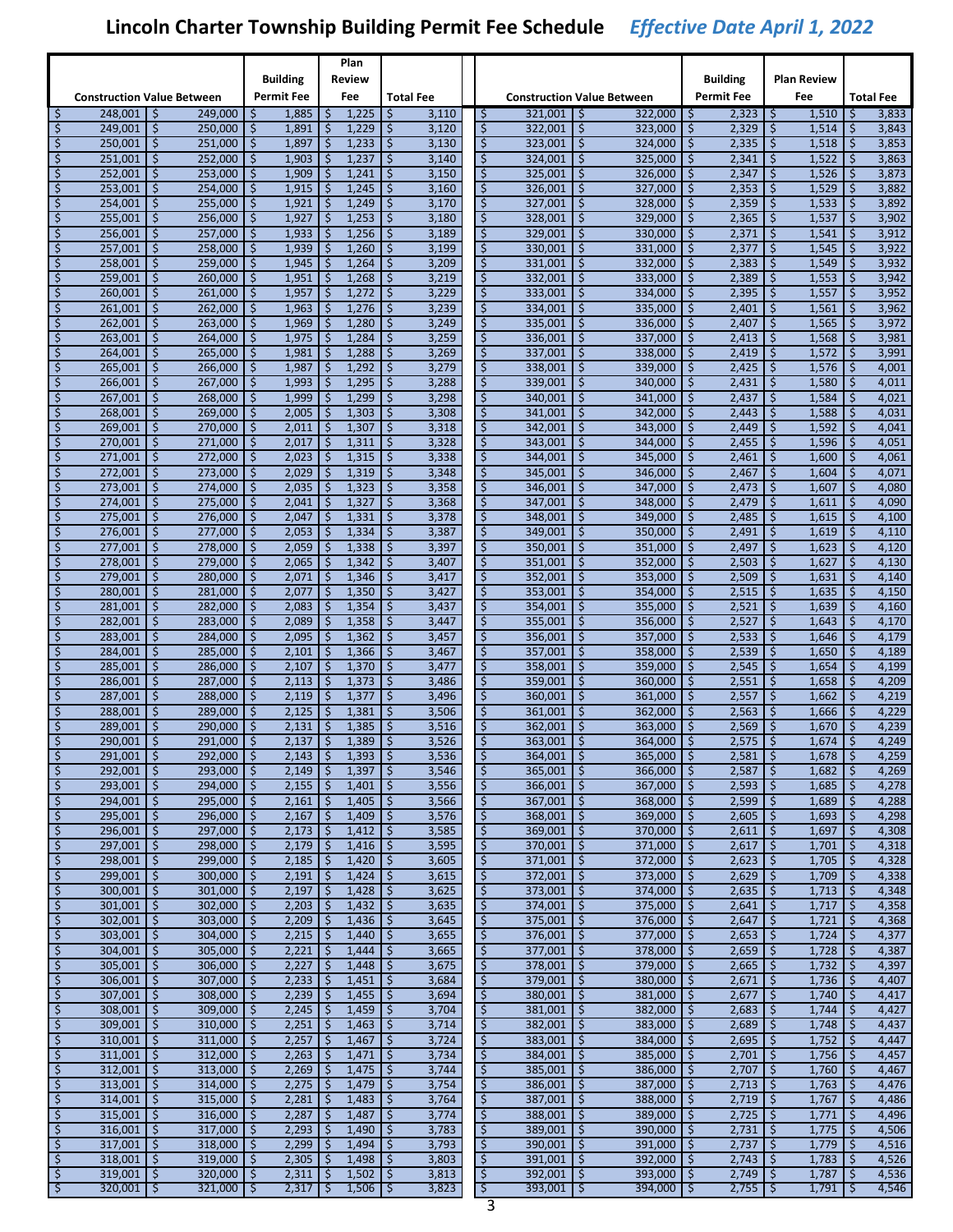# Lincoln Charter Township Building Permit Fee Schedule *Effective Date April 1, 2022*

| Construction Value Between | | Building Permit Fee | Plan Review Fee | Total Fee |
|---|---|---|---|---|
| $ 248,001 | $ 249,000 | $ 1,885 | $ 1,225 | $ 3,110 |
| $ 249,001 | $ 250,000 | $ 1,891 | $ 1,229 | $ 3,120 |
| $ 250,001 | $ 251,000 | $ 1,897 | $ 1,233 | $ 3,130 |
| $ 251,001 | $ 252,000 | $ 1,903 | $ 1,237 | $ 3,140 |
| $ 252,001 | $ 253,000 | $ 1,909 | $ 1,241 | $ 3,150 |
| $ 253,001 | $ 254,000 | $ 1,915 | $ 1,245 | $ 3,160 |
| $ 254,001 | $ 255,000 | $ 1,921 | $ 1,249 | $ 3,170 |
| $ 255,001 | $ 256,000 | $ 1,927 | $ 1,253 | $ 3,180 |
| $ 256,001 | $ 257,000 | $ 1,933 | $ 1,256 | $ 3,189 |
| $ 257,001 | $ 258,000 | $ 1,939 | $ 1,260 | $ 3,199 |
| $ 258,001 | $ 259,000 | $ 1,945 | $ 1,264 | $ 3,209 |
| $ 259,001 | $ 260,000 | $ 1,951 | $ 1,268 | $ 3,219 |
| $ 260,001 | $ 261,000 | $ 1,957 | $ 1,272 | $ 3,229 |
| $ 261,001 | $ 262,000 | $ 1,963 | $ 1,276 | $ 3,239 |
| $ 262,001 | $ 263,000 | $ 1,969 | $ 1,280 | $ 3,249 |
| $ 263,001 | $ 264,000 | $ 1,975 | $ 1,284 | $ 3,259 |
| $ 264,001 | $ 265,000 | $ 1,981 | $ 1,288 | $ 3,269 |
| $ 265,001 | $ 266,000 | $ 1,987 | $ 1,292 | $ 3,279 |
| $ 266,001 | $ 267,000 | $ 1,993 | $ 1,295 | $ 3,288 |
| $ 267,001 | $ 268,000 | $ 1,999 | $ 1,299 | $ 3,298 |
| $ 268,001 | $ 269,000 | $ 2,005 | $ 1,303 | $ 3,308 |
| $ 269,001 | $ 270,000 | $ 2,011 | $ 1,307 | $ 3,318 |
| $ 270,001 | $ 271,000 | $ 2,017 | $ 1,311 | $ 3,328 |
| $ 271,001 | $ 272,000 | $ 2,023 | $ 1,315 | $ 3,338 |
| $ 272,001 | $ 273,000 | $ 2,029 | $ 1,319 | $ 3,348 |
| $ 273,001 | $ 274,000 | $ 2,035 | $ 1,323 | $ 3,358 |
| $ 274,001 | $ 275,000 | $ 2,041 | $ 1,327 | $ 3,368 |
| $ 275,001 | $ 276,000 | $ 2,047 | $ 1,331 | $ 3,378 |
| $ 276,001 | $ 277,000 | $ 2,053 | $ 1,334 | $ 3,387 |
| $ 277,001 | $ 278,000 | $ 2,059 | $ 1,338 | $ 3,397 |
| $ 278,001 | $ 279,000 | $ 2,065 | $ 1,342 | $ 3,407 |
| $ 279,001 | $ 280,000 | $ 2,071 | $ 1,346 | $ 3,417 |
| $ 280,001 | $ 281,000 | $ 2,077 | $ 1,350 | $ 3,427 |
| $ 281,001 | $ 282,000 | $ 2,083 | $ 1,354 | $ 3,437 |
| $ 282,001 | $ 283,000 | $ 2,089 | $ 1,358 | $ 3,447 |
| $ 283,001 | $ 284,000 | $ 2,095 | $ 1,362 | $ 3,457 |
| $ 284,001 | $ 285,000 | $ 2,101 | $ 1,366 | $ 3,467 |
| $ 285,001 | $ 286,000 | $ 2,107 | $ 1,370 | $ 3,477 |
| $ 286,001 | $ 287,000 | $ 2,113 | $ 1,373 | $ 3,486 |
| $ 287,001 | $ 288,000 | $ 2,119 | $ 1,377 | $ 3,496 |
| $ 288,001 | $ 289,000 | $ 2,125 | $ 1,381 | $ 3,506 |
| $ 289,001 | $ 290,000 | $ 2,131 | $ 1,385 | $ 3,516 |
| $ 290,001 | $ 291,000 | $ 2,137 | $ 1,389 | $ 3,526 |
| $ 291,001 | $ 292,000 | $ 2,143 | $ 1,393 | $ 3,536 |
| $ 292,001 | $ 293,000 | $ 2,149 | $ 1,397 | $ 3,546 |
| $ 293,001 | $ 294,000 | $ 2,155 | $ 1,401 | $ 3,556 |
| $ 294,001 | $ 295,000 | $ 2,161 | $ 1,405 | $ 3,566 |
| $ 295,001 | $ 296,000 | $ 2,167 | $ 1,409 | $ 3,576 |
| $ 296,001 | $ 297,000 | $ 2,173 | $ 1,412 | $ 3,585 |
| $ 297,001 | $ 298,000 | $ 2,179 | $ 1,416 | $ 3,595 |
| $ 298,001 | $ 299,000 | $ 2,185 | $ 1,420 | $ 3,605 |
| $ 299,001 | $ 300,000 | $ 2,191 | $ 1,424 | $ 3,615 |
| $ 300,001 | $ 301,000 | $ 2,197 | $ 1,428 | $ 3,625 |
| $ 301,001 | $ 302,000 | $ 2,203 | $ 1,432 | $ 3,635 |
| $ 302,001 | $ 303,000 | $ 2,209 | $ 1,436 | $ 3,645 |
| $ 303,001 | $ 304,000 | $ 2,215 | $ 1,440 | $ 3,655 |
| $ 304,001 | $ 305,000 | $ 2,221 | $ 1,444 | $ 3,665 |
| $ 305,001 | $ 306,000 | $ 2,227 | $ 1,448 | $ 3,675 |
| $ 306,001 | $ 307,000 | $ 2,233 | $ 1,451 | $ 3,684 |
| $ 307,001 | $ 308,000 | $ 2,239 | $ 1,455 | $ 3,694 |
| $ 308,001 | $ 309,000 | $ 2,245 | $ 1,459 | $ 3,704 |
| $ 309,001 | $ 310,000 | $ 2,251 | $ 1,463 | $ 3,714 |
| $ 310,001 | $ 311,000 | $ 2,257 | $ 1,467 | $ 3,724 |
| $ 311,001 | $ 312,000 | $ 2,263 | $ 1,471 | $ 3,734 |
| $ 312,001 | $ 313,000 | $ 2,269 | $ 1,475 | $ 3,744 |
| $ 313,001 | $ 314,000 | $ 2,275 | $ 1,479 | $ 3,754 |
| $ 314,001 | $ 315,000 | $ 2,281 | $ 1,483 | $ 3,764 |
| $ 315,001 | $ 316,000 | $ 2,287 | $ 1,487 | $ 3,774 |
| $ 316,001 | $ 317,000 | $ 2,293 | $ 1,490 | $ 3,783 |
| $ 317,001 | $ 318,000 | $ 2,299 | $ 1,494 | $ 3,793 |
| $ 318,001 | $ 319,000 | $ 2,305 | $ 1,498 | $ 3,803 |
| $ 319,001 | $ 320,000 | $ 2,311 | $ 1,502 | $ 3,813 |
| $ 320,001 | $ 321,000 | $ 2,317 | $ 1,506 | $ 3,823 |
| $ 321,001 | $ 322,000 | $ 2,323 | $ 1,510 | $ 3,833 |
| $ 322,001 | $ 323,000 | $ 2,329 | $ 1,514 | $ 3,843 |
| $ 323,001 | $ 324,000 | $ 2,335 | $ 1,518 | $ 3,853 |
| $ 324,001 | $ 325,000 | $ 2,341 | $ 1,522 | $ 3,863 |
| $ 325,001 | $ 326,000 | $ 2,347 | $ 1,526 | $ 3,873 |
| $ 326,001 | $ 327,000 | $ 2,353 | $ 1,529 | $ 3,882 |
| $ 327,001 | $ 328,000 | $ 2,359 | $ 1,533 | $ 3,892 |
| $ 328,001 | $ 329,000 | $ 2,365 | $ 1,537 | $ 3,902 |
| $ 329,001 | $ 330,000 | $ 2,371 | $ 1,541 | $ 3,912 |
| $ 330,001 | $ 331,000 | $ 2,377 | $ 1,545 | $ 3,922 |
| $ 331,001 | $ 332,000 | $ 2,383 | $ 1,549 | $ 3,932 |
| $ 332,001 | $ 333,000 | $ 2,389 | $ 1,553 | $ 3,942 |
| $ 333,001 | $ 334,000 | $ 2,395 | $ 1,557 | $ 3,952 |
| $ 334,001 | $ 335,000 | $ 2,401 | $ 1,561 | $ 3,962 |
| $ 335,001 | $ 336,000 | $ 2,407 | $ 1,565 | $ 3,972 |
| $ 336,001 | $ 337,000 | $ 2,413 | $ 1,568 | $ 3,981 |
| $ 337,001 | $ 338,000 | $ 2,419 | $ 1,572 | $ 3,991 |
| $ 338,001 | $ 339,000 | $ 2,425 | $ 1,576 | $ 4,001 |
| $ 339,001 | $ 340,000 | $ 2,431 | $ 1,580 | $ 4,011 |
| $ 340,001 | $ 341,000 | $ 2,437 | $ 1,584 | $ 4,021 |
| $ 341,001 | $ 342,000 | $ 2,443 | $ 1,588 | $ 4,031 |
| $ 342,001 | $ 343,000 | $ 2,449 | $ 1,592 | $ 4,041 |
| $ 343,001 | $ 344,000 | $ 2,455 | $ 1,596 | $ 4,051 |
| $ 344,001 | $ 345,000 | $ 2,461 | $ 1,600 | $ 4,061 |
| $ 345,001 | $ 346,000 | $ 2,467 | $ 1,604 | $ 4,071 |
| $ 346,001 | $ 347,000 | $ 2,473 | $ 1,607 | $ 4,080 |
| $ 347,001 | $ 348,000 | $ 2,479 | $ 1,611 | $ 4,090 |
| $ 348,001 | $ 349,000 | $ 2,485 | $ 1,615 | $ 4,100 |
| $ 349,001 | $ 350,000 | $ 2,491 | $ 1,619 | $ 4,110 |
| $ 350,001 | $ 351,000 | $ 2,497 | $ 1,623 | $ 4,120 |
| $ 351,001 | $ 352,000 | $ 2,503 | $ 1,627 | $ 4,130 |
| $ 352,001 | $ 353,000 | $ 2,509 | $ 1,631 | $ 4,140 |
| $ 353,001 | $ 354,000 | $ 2,515 | $ 1,635 | $ 4,150 |
| $ 354,001 | $ 355,000 | $ 2,521 | $ 1,639 | $ 4,160 |
| $ 355,001 | $ 356,000 | $ 2,527 | $ 1,643 | $ 4,170 |
| $ 356,001 | $ 357,000 | $ 2,533 | $ 1,646 | $ 4,179 |
| $ 357,001 | $ 358,000 | $ 2,539 | $ 1,650 | $ 4,189 |
| $ 358,001 | $ 359,000 | $ 2,545 | $ 1,654 | $ 4,199 |
| $ 359,001 | $ 360,000 | $ 2,551 | $ 1,658 | $ 4,209 |
| $ 360,001 | $ 361,000 | $ 2,557 | $ 1,662 | $ 4,219 |
| $ 361,001 | $ 362,000 | $ 2,563 | $ 1,666 | $ 4,229 |
| $ 362,001 | $ 363,000 | $ 2,569 | $ 1,670 | $ 4,239 |
| $ 363,001 | $ 364,000 | $ 2,575 | $ 1,674 | $ 4,249 |
| $ 364,001 | $ 365,000 | $ 2,581 | $ 1,678 | $ 4,259 |
| $ 365,001 | $ 366,000 | $ 2,587 | $ 1,682 | $ 4,269 |
| $ 366,001 | $ 367,000 | $ 2,593 | $ 1,685 | $ 4,278 |
| $ 367,001 | $ 368,000 | $ 2,599 | $ 1,689 | $ 4,288 |
| $ 368,001 | $ 369,000 | $ 2,605 | $ 1,693 | $ 4,298 |
| $ 369,001 | $ 370,000 | $ 2,611 | $ 1,697 | $ 4,308 |
| $ 370,001 | $ 371,000 | $ 2,617 | $ 1,701 | $ 4,318 |
| $ 371,001 | $ 372,000 | $ 2,623 | $ 1,705 | $ 4,328 |
| $ 372,001 | $ 373,000 | $ 2,629 | $ 1,709 | $ 4,338 |
| $ 373,001 | $ 374,000 | $ 2,635 | $ 1,713 | $ 4,348 |
| $ 374,001 | $ 375,000 | $ 2,641 | $ 1,717 | $ 4,358 |
| $ 375,001 | $ 376,000 | $ 2,647 | $ 1,721 | $ 4,368 |
| $ 376,001 | $ 377,000 | $ 2,653 | $ 1,724 | $ 4,377 |
| $ 377,001 | $ 378,000 | $ 2,659 | $ 1,728 | $ 4,387 |
| $ 378,001 | $ 379,000 | $ 2,665 | $ 1,732 | $ 4,397 |
| $ 379,001 | $ 380,000 | $ 2,671 | $ 1,736 | $ 4,407 |
| $ 380,001 | $ 381,000 | $ 2,677 | $ 1,740 | $ 4,417 |
| $ 381,001 | $ 382,000 | $ 2,683 | $ 1,744 | $ 4,427 |
| $ 382,001 | $ 383,000 | $ 2,689 | $ 1,748 | $ 4,437 |
| $ 383,001 | $ 384,000 | $ 2,695 | $ 1,752 | $ 4,447 |
| $ 384,001 | $ 385,000 | $ 2,701 | $ 1,756 | $ 4,457 |
| $ 385,001 | $ 386,000 | $ 2,707 | $ 1,760 | $ 4,467 |
| $ 386,001 | $ 387,000 | $ 2,713 | $ 1,763 | $ 4,476 |
| $ 387,001 | $ 388,000 | $ 2,719 | $ 1,767 | $ 4,486 |
| $ 388,001 | $ 389,000 | $ 2,725 | $ 1,771 | $ 4,496 |
| $ 389,001 | $ 390,000 | $ 2,731 | $ 1,775 | $ 4,506 |
| $ 390,001 | $ 391,000 | $ 2,737 | $ 1,779 | $ 4,516 |
| $ 391,001 | $ 392,000 | $ 2,743 | $ 1,783 | $ 4,526 |
| $ 392,001 | $ 393,000 | $ 2,749 | $ 1,787 | $ 4,536 |
| $ 393,001 | $ 394,000 | $ 2,755 | $ 1,791 | $ 4,546 |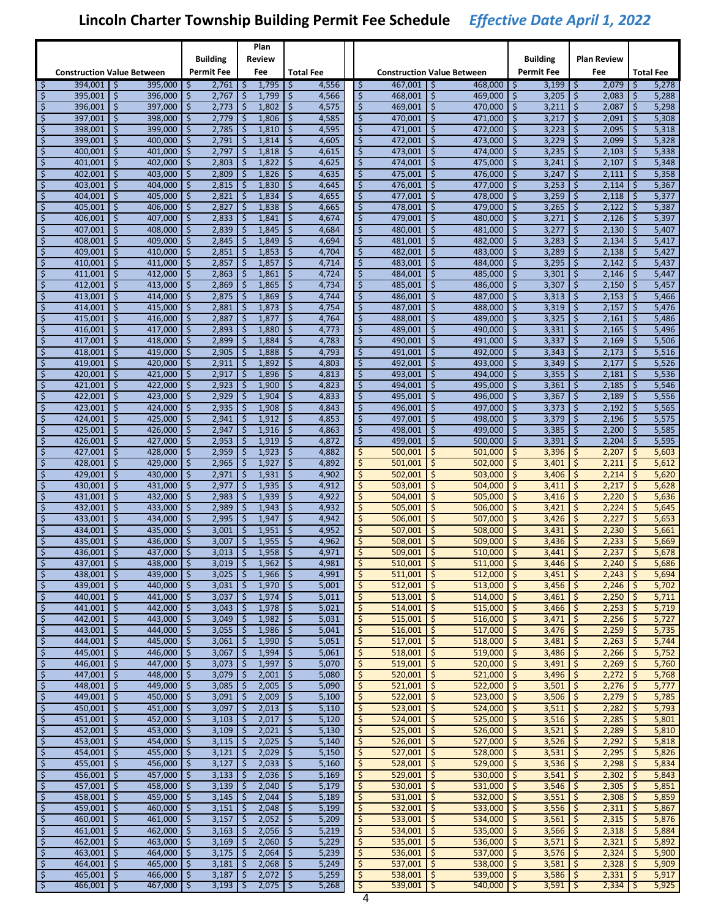# Lincoln Charter Township Building Permit Fee Schedule *Effective Date April 1, 2022*

| Construction Value Between | | Building Permit Fee | Plan Review Fee | Total Fee |
|---|---|---|---|---|
| $ 394,001 | $ 395,000 | $ 2,761 | $ 1,795 | $ 4,556 |
| $ 395,001 | $ 396,000 | $ 2,767 | $ 1,799 | $ 4,566 |
| $ 396,001 | $ 397,000 | $ 2,773 | $ 1,802 | $ 4,575 |
| $ 397,001 | $ 398,000 | $ 2,779 | $ 1,806 | $ 4,585 |
| $ 398,001 | $ 399,000 | $ 2,785 | $ 1,810 | $ 4,595 |
| $ 399,001 | $ 400,000 | $ 2,791 | $ 1,814 | $ 4,605 |
| $ 400,001 | $ 401,000 | $ 2,797 | $ 1,818 | $ 4,615 |
| $ 401,001 | $ 402,000 | $ 2,803 | $ 1,822 | $ 4,625 |
| $ 402,001 | $ 403,000 | $ 2,809 | $ 1,826 | $ 4,635 |
| $ 403,001 | $ 404,000 | $ 2,815 | $ 1,830 | $ 4,645 |
| $ 404,001 | $ 405,000 | $ 2,821 | $ 1,834 | $ 4,655 |
| $ 405,001 | $ 406,000 | $ 2,827 | $ 1,838 | $ 4,665 |
| $ 406,001 | $ 407,000 | $ 2,833 | $ 1,841 | $ 4,674 |
| $ 407,001 | $ 408,000 | $ 2,839 | $ 1,845 | $ 4,684 |
| $ 408,001 | $ 409,000 | $ 2,845 | $ 1,849 | $ 4,694 |
| $ 409,001 | $ 410,000 | $ 2,851 | $ 1,853 | $ 4,704 |
| $ 410,001 | $ 411,000 | $ 2,857 | $ 1,857 | $ 4,714 |
| $ 411,001 | $ 412,000 | $ 2,863 | $ 1,861 | $ 4,724 |
| $ 412,001 | $ 413,000 | $ 2,869 | $ 1,865 | $ 4,734 |
| $ 413,001 | $ 414,000 | $ 2,875 | $ 1,869 | $ 4,744 |
| $ 414,001 | $ 415,000 | $ 2,881 | $ 1,873 | $ 4,754 |
| $ 415,001 | $ 416,000 | $ 2,887 | $ 1,877 | $ 4,764 |
| $ 416,001 | $ 417,000 | $ 2,893 | $ 1,880 | $ 4,773 |
| $ 417,001 | $ 418,000 | $ 2,899 | $ 1,884 | $ 4,783 |
| $ 418,001 | $ 419,000 | $ 2,905 | $ 1,888 | $ 4,793 |
| $ 419,001 | $ 420,000 | $ 2,911 | $ 1,892 | $ 4,803 |
| $ 420,001 | $ 421,000 | $ 2,917 | $ 1,896 | $ 4,813 |
| $ 421,001 | $ 422,000 | $ 2,923 | $ 1,900 | $ 4,823 |
| $ 422,001 | $ 423,000 | $ 2,929 | $ 1,904 | $ 4,833 |
| $ 423,001 | $ 424,000 | $ 2,935 | $ 1,908 | $ 4,843 |
| $ 424,001 | $ 425,000 | $ 2,941 | $ 1,912 | $ 4,853 |
| $ 425,001 | $ 426,000 | $ 2,947 | $ 1,916 | $ 4,863 |
| $ 426,001 | $ 427,000 | $ 2,953 | $ 1,919 | $ 4,872 |
| $ 427,001 | $ 428,000 | $ 2,959 | $ 1,923 | $ 4,882 |
| $ 428,001 | $ 429,000 | $ 2,965 | $ 1,927 | $ 4,892 |
| $ 429,001 | $ 430,000 | $ 2,971 | $ 1,931 | $ 4,902 |
| $ 430,001 | $ 431,000 | $ 2,977 | $ 1,935 | $ 4,912 |
| $ 431,001 | $ 432,000 | $ 2,983 | $ 1,939 | $ 4,922 |
| $ 432,001 | $ 433,000 | $ 2,989 | $ 1,943 | $ 4,932 |
| $ 433,001 | $ 434,000 | $ 2,995 | $ 1,947 | $ 4,942 |
| $ 434,001 | $ 435,000 | $ 3,001 | $ 1,951 | $ 4,952 |
| $ 435,001 | $ 436,000 | $ 3,007 | $ 1,955 | $ 4,962 |
| $ 436,001 | $ 437,000 | $ 3,013 | $ 1,958 | $ 4,971 |
| $ 437,001 | $ 438,000 | $ 3,019 | $ 1,962 | $ 4,981 |
| $ 438,001 | $ 439,000 | $ 3,025 | $ 1,966 | $ 4,991 |
| $ 439,001 | $ 440,000 | $ 3,031 | $ 1,970 | $ 5,001 |
| $ 440,001 | $ 441,000 | $ 3,037 | $ 1,974 | $ 5,011 |
| $ 441,001 | $ 442,000 | $ 3,043 | $ 1,978 | $ 5,021 |
| $ 442,001 | $ 443,000 | $ 3,049 | $ 1,982 | $ 5,031 |
| $ 443,001 | $ 444,000 | $ 3,055 | $ 1,986 | $ 5,041 |
| $ 444,001 | $ 445,000 | $ 3,061 | $ 1,990 | $ 5,051 |
| $ 445,001 | $ 446,000 | $ 3,067 | $ 1,994 | $ 5,061 |
| $ 446,001 | $ 447,000 | $ 3,073 | $ 1,997 | $ 5,070 |
| $ 447,001 | $ 448,000 | $ 3,079 | $ 2,001 | $ 5,080 |
| $ 448,001 | $ 449,000 | $ 3,085 | $ 2,005 | $ 5,090 |
| $ 449,001 | $ 450,000 | $ 3,091 | $ 2,009 | $ 5,100 |
| $ 450,001 | $ 451,000 | $ 3,097 | $ 2,013 | $ 5,110 |
| $ 451,001 | $ 452,000 | $ 3,103 | $ 2,017 | $ 5,120 |
| $ 452,001 | $ 453,000 | $ 3,109 | $ 2,021 | $ 5,130 |
| $ 453,001 | $ 454,000 | $ 3,115 | $ 2,025 | $ 5,140 |
| $ 454,001 | $ 455,000 | $ 3,121 | $ 2,029 | $ 5,150 |
| $ 455,001 | $ 456,000 | $ 3,127 | $ 2,033 | $ 5,160 |
| $ 456,001 | $ 457,000 | $ 3,133 | $ 2,036 | $ 5,169 |
| $ 457,001 | $ 458,000 | $ 3,139 | $ 2,040 | $ 5,179 |
| $ 458,001 | $ 459,000 | $ 3,145 | $ 2,044 | $ 5,189 |
| $ 459,001 | $ 460,000 | $ 3,151 | $ 2,048 | $ 5,199 |
| $ 460,001 | $ 461,000 | $ 3,157 | $ 2,052 | $ 5,209 |
| $ 461,001 | $ 462,000 | $ 3,163 | $ 2,056 | $ 5,219 |
| $ 462,001 | $ 463,000 | $ 3,169 | $ 2,060 | $ 5,229 |
| $ 463,001 | $ 464,000 | $ 3,175 | $ 2,064 | $ 5,239 |
| $ 464,001 | $ 465,000 | $ 3,181 | $ 2,068 | $ 5,249 |
| $ 465,001 | $ 466,000 | $ 3,187 | $ 2,072 | $ 5,259 |
| $ 466,001 | $ 467,000 | $ 3,193 | $ 2,075 | $ 5,268 |
| $ 467,001 | $ 468,000 | $ 3,199 | $ 2,079 | $ 5,278 |
| $ 468,001 | $ 469,000 | $ 3,205 | $ 2,083 | $ 5,288 |
| $ 469,001 | $ 470,000 | $ 3,211 | $ 2,087 | $ 5,298 |
| $ 470,001 | $ 471,000 | $ 3,217 | $ 2,091 | $ 5,308 |
| $ 471,001 | $ 472,000 | $ 3,223 | $ 2,095 | $ 5,318 |
| $ 472,001 | $ 473,000 | $ 3,229 | $ 2,099 | $ 5,328 |
| $ 473,001 | $ 474,000 | $ 3,235 | $ 2,103 | $ 5,338 |
| $ 474,001 | $ 475,000 | $ 3,241 | $ 2,107 | $ 5,348 |
| $ 475,001 | $ 476,000 | $ 3,247 | $ 2,111 | $ 5,358 |
| $ 476,001 | $ 477,000 | $ 3,253 | $ 2,114 | $ 5,367 |
| $ 477,001 | $ 478,000 | $ 3,259 | $ 2,118 | $ 5,377 |
| $ 478,001 | $ 479,000 | $ 3,265 | $ 2,122 | $ 5,387 |
| $ 479,001 | $ 480,000 | $ 3,271 | $ 2,126 | $ 5,397 |
| $ 480,001 | $ 481,000 | $ 3,277 | $ 2,130 | $ 5,407 |
| $ 481,001 | $ 482,000 | $ 3,283 | $ 2,134 | $ 5,417 |
| $ 482,001 | $ 483,000 | $ 3,289 | $ 2,138 | $ 5,427 |
| $ 483,001 | $ 484,000 | $ 3,295 | $ 2,142 | $ 5,437 |
| $ 484,001 | $ 485,000 | $ 3,301 | $ 2,146 | $ 5,447 |
| $ 485,001 | $ 486,000 | $ 3,307 | $ 2,150 | $ 5,457 |
| $ 486,001 | $ 487,000 | $ 3,313 | $ 2,153 | $ 5,466 |
| $ 487,001 | $ 488,000 | $ 3,319 | $ 2,157 | $ 5,476 |
| $ 488,001 | $ 489,000 | $ 3,325 | $ 2,161 | $ 5,486 |
| $ 489,001 | $ 490,000 | $ 3,331 | $ 2,165 | $ 5,496 |
| $ 490,001 | $ 491,000 | $ 3,337 | $ 2,169 | $ 5,506 |
| $ 491,001 | $ 492,000 | $ 3,343 | $ 2,173 | $ 5,516 |
| $ 492,001 | $ 493,000 | $ 3,349 | $ 2,177 | $ 5,526 |
| $ 493,001 | $ 494,000 | $ 3,355 | $ 2,181 | $ 5,536 |
| $ 494,001 | $ 495,000 | $ 3,361 | $ 2,185 | $ 5,546 |
| $ 495,001 | $ 496,000 | $ 3,367 | $ 2,189 | $ 5,556 |
| $ 496,001 | $ 497,000 | $ 3,373 | $ 2,192 | $ 5,565 |
| $ 497,001 | $ 498,000 | $ 3,379 | $ 2,196 | $ 5,575 |
| $ 498,001 | $ 499,000 | $ 3,385 | $ 2,200 | $ 5,585 |
| $ 499,001 | $ 500,000 | $ 3,391 | $ 2,204 | $ 5,595 |
| $ 500,001 | $ 501,000 | $ 3,396 | $ 2,207 | $ 5,603 |
| $ 501,001 | $ 502,000 | $ 3,401 | $ 2,211 | $ 5,612 |
| $ 502,001 | $ 503,000 | $ 3,406 | $ 2,214 | $ 5,620 |
| $ 503,001 | $ 504,000 | $ 3,411 | $ 2,217 | $ 5,628 |
| $ 504,001 | $ 505,000 | $ 3,416 | $ 2,220 | $ 5,636 |
| $ 505,001 | $ 506,000 | $ 3,421 | $ 2,224 | $ 5,645 |
| $ 506,001 | $ 507,000 | $ 3,426 | $ 2,227 | $ 5,653 |
| $ 507,001 | $ 508,000 | $ 3,431 | $ 2,230 | $ 5,661 |
| $ 508,001 | $ 509,000 | $ 3,436 | $ 2,233 | $ 5,669 |
| $ 509,001 | $ 510,000 | $ 3,441 | $ 2,237 | $ 5,678 |
| $ 510,001 | $ 511,000 | $ 3,446 | $ 2,240 | $ 5,686 |
| $ 511,001 | $ 512,000 | $ 3,451 | $ 2,243 | $ 5,694 |
| $ 512,001 | $ 513,000 | $ 3,456 | $ 2,246 | $ 5,702 |
| $ 513,001 | $ 514,000 | $ 3,461 | $ 2,250 | $ 5,711 |
| $ 514,001 | $ 515,000 | $ 3,466 | $ 2,253 | $ 5,719 |
| $ 515,001 | $ 516,000 | $ 3,471 | $ 2,256 | $ 5,727 |
| $ 516,001 | $ 517,000 | $ 3,476 | $ 2,259 | $ 5,735 |
| $ 517,001 | $ 518,000 | $ 3,481 | $ 2,263 | $ 5,744 |
| $ 518,001 | $ 519,000 | $ 3,486 | $ 2,266 | $ 5,752 |
| $ 519,001 | $ 520,000 | $ 3,491 | $ 2,269 | $ 5,760 |
| $ 520,001 | $ 521,000 | $ 3,496 | $ 2,272 | $ 5,768 |
| $ 521,001 | $ 522,000 | $ 3,501 | $ 2,276 | $ 5,777 |
| $ 522,001 | $ 523,000 | $ 3,506 | $ 2,279 | $ 5,785 |
| $ 523,001 | $ 524,000 | $ 3,511 | $ 2,282 | $ 5,793 |
| $ 524,001 | $ 525,000 | $ 3,516 | $ 2,285 | $ 5,801 |
| $ 525,001 | $ 526,000 | $ 3,521 | $ 2,289 | $ 5,810 |
| $ 526,001 | $ 527,000 | $ 3,526 | $ 2,292 | $ 5,818 |
| $ 527,001 | $ 528,000 | $ 3,531 | $ 2,295 | $ 5,826 |
| $ 528,001 | $ 529,000 | $ 3,536 | $ 2,298 | $ 5,834 |
| $ 529,001 | $ 530,000 | $ 3,541 | $ 2,302 | $ 5,843 |
| $ 530,001 | $ 531,000 | $ 3,546 | $ 2,305 | $ 5,851 |
| $ 531,001 | $ 532,000 | $ 3,551 | $ 2,308 | $ 5,859 |
| $ 532,001 | $ 533,000 | $ 3,556 | $ 2,311 | $ 5,867 |
| $ 533,001 | $ 534,000 | $ 3,561 | $ 2,315 | $ 5,876 |
| $ 534,001 | $ 535,000 | $ 3,566 | $ 2,318 | $ 5,884 |
| $ 535,001 | $ 536,000 | $ 3,571 | $ 2,321 | $ 5,892 |
| $ 536,001 | $ 537,000 | $ 3,576 | $ 2,324 | $ 5,900 |
| $ 537,001 | $ 538,000 | $ 3,581 | $ 2,328 | $ 5,909 |
| $ 538,001 | $ 539,000 | $ 3,586 | $ 2,331 | $ 5,917 |
| $ 539,001 | $ 540,000 | $ 3,591 | $ 2,334 | $ 5,925 |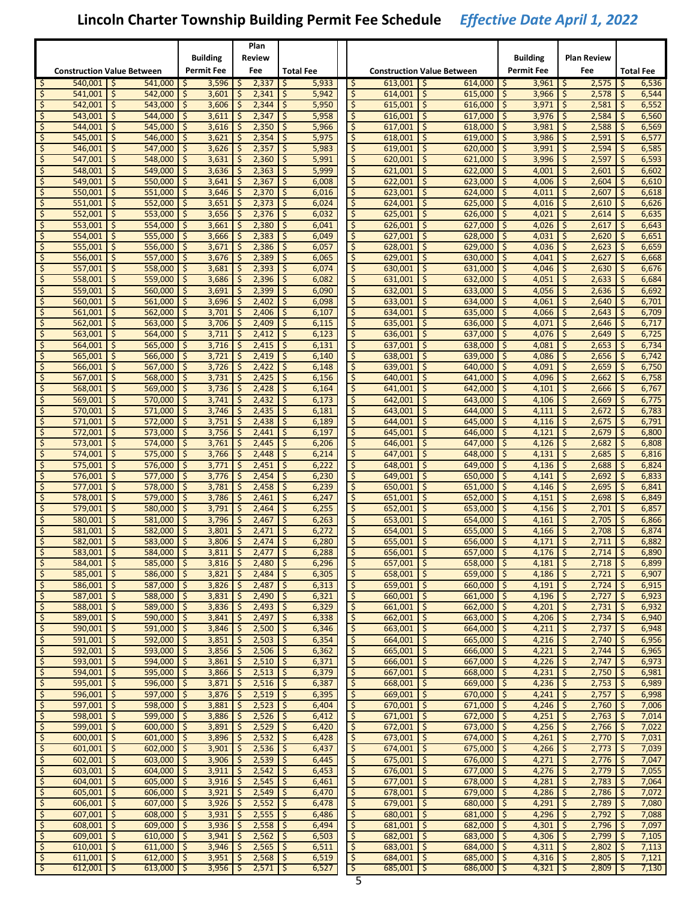# Lincoln Charter Township Building Permit Fee Schedule *Effective Date April 1, 2022*

| Construction Value Between | | Building Permit Fee | Plan Review Fee | Total Fee |
|---|---|---|---|---|
| $ 540,001 | $ 541,000 | $ 3,596 | $ 2,337 | $ 5,933 |
| $ 541,001 | $ 542,000 | $ 3,601 | $ 2,341 | $ 5,942 |
| $ 542,001 | $ 543,000 | $ 3,606 | $ 2,344 | $ 5,950 |
| $ 543,001 | $ 544,000 | $ 3,611 | $ 2,347 | $ 5,958 |
| $ 544,001 | $ 545,000 | $ 3,616 | $ 2,350 | $ 5,966 |
| $ 545,001 | $ 546,000 | $ 3,621 | $ 2,354 | $ 5,975 |
| $ 546,001 | $ 547,000 | $ 3,626 | $ 2,357 | $ 5,983 |
| $ 547,001 | $ 548,000 | $ 3,631 | $ 2,360 | $ 5,991 |
| $ 548,001 | $ 549,000 | $ 3,636 | $ 2,363 | $ 5,999 |
| $ 549,001 | $ 550,000 | $ 3,641 | $ 2,367 | $ 6,008 |
| $ 550,001 | $ 551,000 | $ 3,646 | $ 2,370 | $ 6,016 |
| $ 551,001 | $ 552,000 | $ 3,651 | $ 2,373 | $ 6,024 |
| $ 552,001 | $ 553,000 | $ 3,656 | $ 2,376 | $ 6,032 |
| $ 553,001 | $ 554,000 | $ 3,661 | $ 2,380 | $ 6,041 |
| $ 554,001 | $ 555,000 | $ 3,666 | $ 2,383 | $ 6,049 |
| $ 555,001 | $ 556,000 | $ 3,671 | $ 2,386 | $ 6,057 |
| $ 556,001 | $ 557,000 | $ 3,676 | $ 2,389 | $ 6,065 |
| $ 557,001 | $ 558,000 | $ 3,681 | $ 2,393 | $ 6,074 |
| $ 558,001 | $ 559,000 | $ 3,686 | $ 2,396 | $ 6,082 |
| $ 559,001 | $ 560,000 | $ 3,691 | $ 2,399 | $ 6,090 |
| $ 560,001 | $ 561,000 | $ 3,696 | $ 2,402 | $ 6,098 |
| $ 561,001 | $ 562,000 | $ 3,701 | $ 2,406 | $ 6,107 |
| $ 562,001 | $ 563,000 | $ 3,706 | $ 2,409 | $ 6,115 |
| $ 563,001 | $ 564,000 | $ 3,711 | $ 2,412 | $ 6,123 |
| $ 564,001 | $ 565,000 | $ 3,716 | $ 2,415 | $ 6,131 |
| $ 565,001 | $ 566,000 | $ 3,721 | $ 2,419 | $ 6,140 |
| $ 566,001 | $ 567,000 | $ 3,726 | $ 2,422 | $ 6,148 |
| $ 567,001 | $ 568,000 | $ 3,731 | $ 2,425 | $ 6,156 |
| $ 568,001 | $ 569,000 | $ 3,736 | $ 2,428 | $ 6,164 |
| $ 569,001 | $ 570,000 | $ 3,741 | $ 2,432 | $ 6,173 |
| $ 570,001 | $ 571,000 | $ 3,746 | $ 2,435 | $ 6,181 |
| $ 571,001 | $ 572,000 | $ 3,751 | $ 2,438 | $ 6,189 |
| $ 572,001 | $ 573,000 | $ 3,756 | $ 2,441 | $ 6,197 |
| $ 573,001 | $ 574,000 | $ 3,761 | $ 2,445 | $ 6,206 |
| $ 574,001 | $ 575,000 | $ 3,766 | $ 2,448 | $ 6,214 |
| $ 575,001 | $ 576,000 | $ 3,771 | $ 2,451 | $ 6,222 |
| $ 576,001 | $ 577,000 | $ 3,776 | $ 2,454 | $ 6,230 |
| $ 577,001 | $ 578,000 | $ 3,781 | $ 2,458 | $ 6,239 |
| $ 578,001 | $ 579,000 | $ 3,786 | $ 2,461 | $ 6,247 |
| $ 579,001 | $ 580,000 | $ 3,791 | $ 2,464 | $ 6,255 |
| $ 580,001 | $ 581,000 | $ 3,796 | $ 2,467 | $ 6,263 |
| $ 581,001 | $ 582,000 | $ 3,801 | $ 2,471 | $ 6,272 |
| $ 582,001 | $ 583,000 | $ 3,806 | $ 2,474 | $ 6,280 |
| $ 583,001 | $ 584,000 | $ 3,811 | $ 2,477 | $ 6,288 |
| $ 584,001 | $ 585,000 | $ 3,816 | $ 2,480 | $ 6,296 |
| $ 585,001 | $ 586,000 | $ 3,821 | $ 2,484 | $ 6,305 |
| $ 586,001 | $ 587,000 | $ 3,826 | $ 2,487 | $ 6,313 |
| $ 587,001 | $ 588,000 | $ 3,831 | $ 2,490 | $ 6,321 |
| $ 588,001 | $ 589,000 | $ 3,836 | $ 2,493 | $ 6,329 |
| $ 589,001 | $ 590,000 | $ 3,841 | $ 2,497 | $ 6,338 |
| $ 590,001 | $ 591,000 | $ 3,846 | $ 2,500 | $ 6,346 |
| $ 591,001 | $ 592,000 | $ 3,851 | $ 2,503 | $ 6,354 |
| $ 592,001 | $ 593,000 | $ 3,856 | $ 2,506 | $ 6,362 |
| $ 593,001 | $ 594,000 | $ 3,861 | $ 2,510 | $ 6,371 |
| $ 594,001 | $ 595,000 | $ 3,866 | $ 2,513 | $ 6,379 |
| $ 595,001 | $ 596,000 | $ 3,871 | $ 2,516 | $ 6,387 |
| $ 596,001 | $ 597,000 | $ 3,876 | $ 2,519 | $ 6,395 |
| $ 597,001 | $ 598,000 | $ 3,881 | $ 2,523 | $ 6,404 |
| $ 598,001 | $ 599,000 | $ 3,886 | $ 2,526 | $ 6,412 |
| $ 599,001 | $ 600,000 | $ 3,891 | $ 2,529 | $ 6,420 |
| $ 600,001 | $ 601,000 | $ 3,896 | $ 2,532 | $ 6,428 |
| $ 601,001 | $ 602,000 | $ 3,901 | $ 2,536 | $ 6,437 |
| $ 602,001 | $ 603,000 | $ 3,906 | $ 2,539 | $ 6,445 |
| $ 603,001 | $ 604,000 | $ 3,911 | $ 2,542 | $ 6,453 |
| $ 604,001 | $ 605,000 | $ 3,916 | $ 2,545 | $ 6,461 |
| $ 605,001 | $ 606,000 | $ 3,921 | $ 2,549 | $ 6,470 |
| $ 606,001 | $ 607,000 | $ 3,926 | $ 2,552 | $ 6,478 |
| $ 607,001 | $ 608,000 | $ 3,931 | $ 2,555 | $ 6,486 |
| $ 608,001 | $ 609,000 | $ 3,936 | $ 2,558 | $ 6,494 |
| $ 609,001 | $ 610,000 | $ 3,941 | $ 2,562 | $ 6,503 |
| $ 610,001 | $ 611,000 | $ 3,946 | $ 2,565 | $ 6,511 |
| $ 611,001 | $ 612,000 | $ 3,951 | $ 2,568 | $ 6,519 |
| $ 612,001 | $ 613,000 | $ 3,956 | $ 2,571 | $ 6,527 |
| $ 613,001 | $ 614,000 | $ 3,961 | $ 2,575 | $ 6,536 |
| $ 614,001 | $ 615,000 | $ 3,966 | $ 2,578 | $ 6,544 |
| $ 615,001 | $ 616,000 | $ 3,971 | $ 2,581 | $ 6,552 |
| $ 616,001 | $ 617,000 | $ 3,976 | $ 2,584 | $ 6,560 |
| $ 617,001 | $ 618,000 | $ 3,981 | $ 2,588 | $ 6,569 |
| $ 618,001 | $ 619,000 | $ 3,986 | $ 2,591 | $ 6,577 |
| $ 619,001 | $ 620,000 | $ 3,991 | $ 2,594 | $ 6,585 |
| $ 620,001 | $ 621,000 | $ 3,996 | $ 2,597 | $ 6,593 |
| $ 621,001 | $ 622,000 | $ 4,001 | $ 2,601 | $ 6,602 |
| $ 622,001 | $ 623,000 | $ 4,006 | $ 2,604 | $ 6,610 |
| $ 623,001 | $ 624,000 | $ 4,011 | $ 2,607 | $ 6,618 |
| $ 624,001 | $ 625,000 | $ 4,016 | $ 2,610 | $ 6,626 |
| $ 625,001 | $ 626,000 | $ 4,021 | $ 2,614 | $ 6,635 |
| $ 626,001 | $ 627,000 | $ 4,026 | $ 2,617 | $ 6,643 |
| $ 627,001 | $ 628,000 | $ 4,031 | $ 2,620 | $ 6,651 |
| $ 628,001 | $ 629,000 | $ 4,036 | $ 2,623 | $ 6,659 |
| $ 629,001 | $ 630,000 | $ 4,041 | $ 2,627 | $ 6,668 |
| $ 630,001 | $ 631,000 | $ 4,046 | $ 2,630 | $ 6,676 |
| $ 631,001 | $ 632,000 | $ 4,051 | $ 2,633 | $ 6,684 |
| $ 632,001 | $ 633,000 | $ 4,056 | $ 2,636 | $ 6,692 |
| $ 633,001 | $ 634,000 | $ 4,061 | $ 2,640 | $ 6,701 |
| $ 634,001 | $ 635,000 | $ 4,066 | $ 2,643 | $ 6,709 |
| $ 635,001 | $ 636,000 | $ 4,071 | $ 2,646 | $ 6,717 |
| $ 636,001 | $ 637,000 | $ 4,076 | $ 2,649 | $ 6,725 |
| $ 637,001 | $ 638,000 | $ 4,081 | $ 2,653 | $ 6,734 |
| $ 638,001 | $ 639,000 | $ 4,086 | $ 2,656 | $ 6,742 |
| $ 639,001 | $ 640,000 | $ 4,091 | $ 2,659 | $ 6,750 |
| $ 640,001 | $ 641,000 | $ 4,096 | $ 2,662 | $ 6,758 |
| $ 641,001 | $ 642,000 | $ 4,101 | $ 2,666 | $ 6,767 |
| $ 642,001 | $ 643,000 | $ 4,106 | $ 2,669 | $ 6,775 |
| $ 643,001 | $ 644,000 | $ 4,111 | $ 2,672 | $ 6,783 |
| $ 644,001 | $ 645,000 | $ 4,116 | $ 2,675 | $ 6,791 |
| $ 645,001 | $ 646,000 | $ 4,121 | $ 2,679 | $ 6,800 |
| $ 646,001 | $ 647,000 | $ 4,126 | $ 2,682 | $ 6,808 |
| $ 647,001 | $ 648,000 | $ 4,131 | $ 2,685 | $ 6,816 |
| $ 648,001 | $ 649,000 | $ 4,136 | $ 2,688 | $ 6,824 |
| $ 649,001 | $ 650,000 | $ 4,141 | $ 2,692 | $ 6,833 |
| $ 650,001 | $ 651,000 | $ 4,146 | $ 2,695 | $ 6,841 |
| $ 651,001 | $ 652,000 | $ 4,151 | $ 2,698 | $ 6,849 |
| $ 652,001 | $ 653,000 | $ 4,156 | $ 2,701 | $ 6,857 |
| $ 653,001 | $ 654,000 | $ 4,161 | $ 2,705 | $ 6,866 |
| $ 654,001 | $ 655,000 | $ 4,166 | $ 2,708 | $ 6,874 |
| $ 655,001 | $ 656,000 | $ 4,171 | $ 2,711 | $ 6,882 |
| $ 656,001 | $ 657,000 | $ 4,176 | $ 2,714 | $ 6,890 |
| $ 657,001 | $ 658,000 | $ 4,181 | $ 2,718 | $ 6,899 |
| $ 658,001 | $ 659,000 | $ 4,186 | $ 2,721 | $ 6,907 |
| $ 659,001 | $ 660,000 | $ 4,191 | $ 2,724 | $ 6,915 |
| $ 660,001 | $ 661,000 | $ 4,196 | $ 2,727 | $ 6,923 |
| $ 661,001 | $ 662,000 | $ 4,201 | $ 2,731 | $ 6,932 |
| $ 662,001 | $ 663,000 | $ 4,206 | $ 2,734 | $ 6,940 |
| $ 663,001 | $ 664,000 | $ 4,211 | $ 2,737 | $ 6,948 |
| $ 664,001 | $ 665,000 | $ 4,216 | $ 2,740 | $ 6,956 |
| $ 665,001 | $ 666,000 | $ 4,221 | $ 2,744 | $ 6,965 |
| $ 666,001 | $ 667,000 | $ 4,226 | $ 2,747 | $ 6,973 |
| $ 667,001 | $ 668,000 | $ 4,231 | $ 2,750 | $ 6,981 |
| $ 668,001 | $ 669,000 | $ 4,236 | $ 2,753 | $ 6,989 |
| $ 669,001 | $ 670,000 | $ 4,241 | $ 2,757 | $ 6,998 |
| $ 670,001 | $ 671,000 | $ 4,246 | $ 2,760 | $ 7,006 |
| $ 671,001 | $ 672,000 | $ 4,251 | $ 2,763 | $ 7,014 |
| $ 672,001 | $ 673,000 | $ 4,256 | $ 2,766 | $ 7,022 |
| $ 673,001 | $ 674,000 | $ 4,261 | $ 2,770 | $ 7,031 |
| $ 674,001 | $ 675,000 | $ 4,266 | $ 2,773 | $ 7,039 |
| $ 675,001 | $ 676,000 | $ 4,271 | $ 2,776 | $ 7,047 |
| $ 676,001 | $ 677,000 | $ 4,276 | $ 2,779 | $ 7,055 |
| $ 677,001 | $ 678,000 | $ 4,281 | $ 2,783 | $ 7,064 |
| $ 678,001 | $ 679,000 | $ 4,286 | $ 2,786 | $ 7,072 |
| $ 679,001 | $ 680,000 | $ 4,291 | $ 2,789 | $ 7,080 |
| $ 680,001 | $ 681,000 | $ 4,296 | $ 2,792 | $ 7,088 |
| $ 681,001 | $ 682,000 | $ 4,301 | $ 2,796 | $ 7,097 |
| $ 682,001 | $ 683,000 | $ 4,306 | $ 2,799 | $ 7,105 |
| $ 683,001 | $ 684,000 | $ 4,311 | $ 2,802 | $ 7,113 |
| $ 684,001 | $ 685,000 | $ 4,316 | $ 2,805 | $ 7,121 |
| $ 685,001 | $ 686,000 | $ 4,321 | $ 2,809 | $ 7,130 |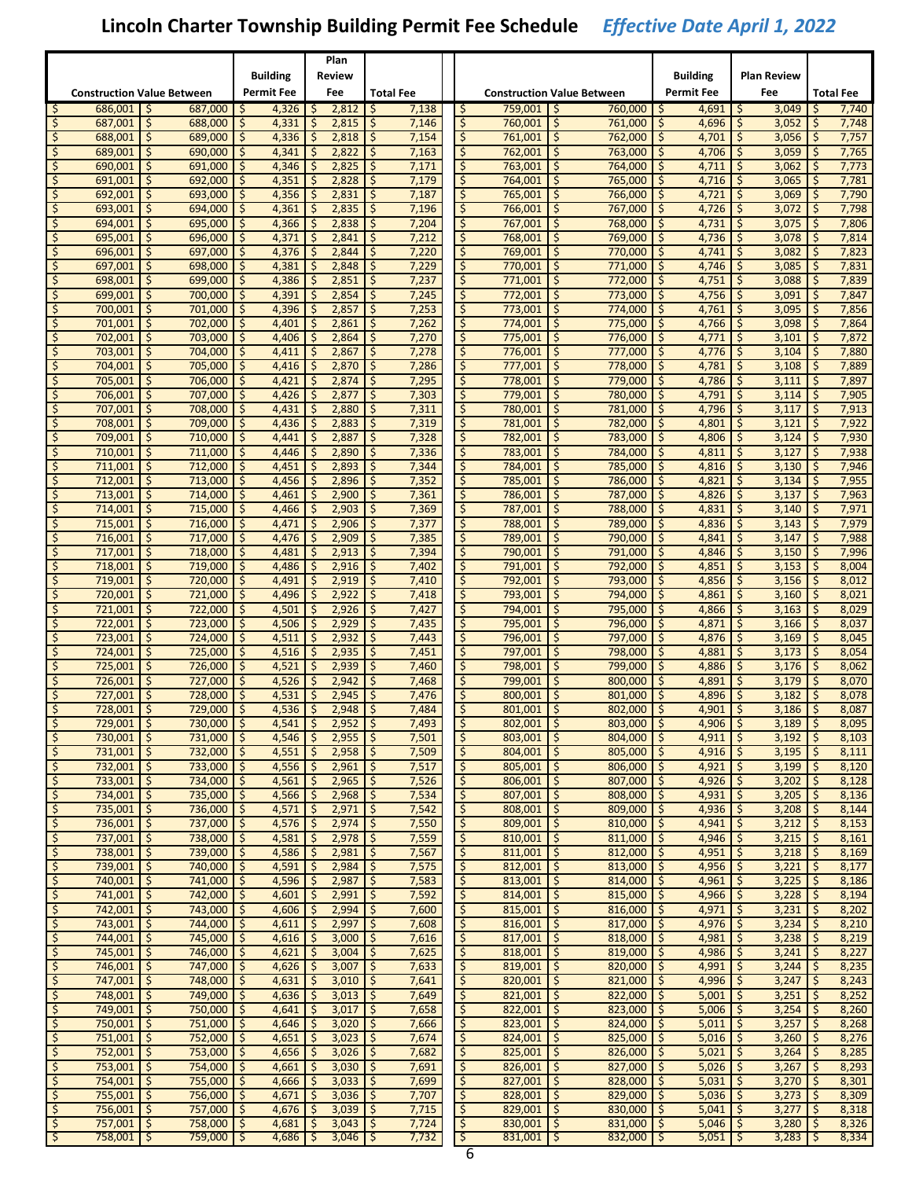# Lincoln Charter Township Building Permit Fee Schedule *Effective Date April 1, 2022*

| Construction Value Between | | Building Permit Fee | Plan Review Fee | Total Fee |
|---|---|---|---|---|
| $ 686,001 | $ 687,000 | $ 4,326 | $ 2,812 | $ 7,138 |
| $ 687,001 | $ 688,000 | $ 4,331 | $ 2,815 | $ 7,146 |
| $ 688,001 | $ 689,000 | $ 4,336 | $ 2,818 | $ 7,154 |
| $ 689,001 | $ 690,000 | $ 4,341 | $ 2,822 | $ 7,163 |
| $ 690,001 | $ 691,000 | $ 4,346 | $ 2,825 | $ 7,171 |
| $ 691,001 | $ 692,000 | $ 4,351 | $ 2,828 | $ 7,179 |
| $ 692,001 | $ 693,000 | $ 4,356 | $ 2,831 | $ 7,187 |
| $ 693,001 | $ 694,000 | $ 4,361 | $ 2,835 | $ 7,196 |
| $ 694,001 | $ 695,000 | $ 4,366 | $ 2,838 | $ 7,204 |
| $ 695,001 | $ 696,000 | $ 4,371 | $ 2,841 | $ 7,212 |
| $ 696,001 | $ 697,000 | $ 4,376 | $ 2,844 | $ 7,220 |
| $ 697,001 | $ 698,000 | $ 4,381 | $ 2,848 | $ 7,229 |
| $ 698,001 | $ 699,000 | $ 4,386 | $ 2,851 | $ 7,237 |
| $ 699,001 | $ 700,000 | $ 4,391 | $ 2,854 | $ 7,245 |
| $ 700,001 | $ 701,000 | $ 4,396 | $ 2,857 | $ 7,253 |
| $ 701,001 | $ 702,000 | $ 4,401 | $ 2,861 | $ 7,262 |
| $ 702,001 | $ 703,000 | $ 4,406 | $ 2,864 | $ 7,270 |
| $ 703,001 | $ 704,000 | $ 4,411 | $ 2,867 | $ 7,278 |
| $ 704,001 | $ 705,000 | $ 4,416 | $ 2,870 | $ 7,286 |
| $ 705,001 | $ 706,000 | $ 4,421 | $ 2,874 | $ 7,295 |
| $ 706,001 | $ 707,000 | $ 4,426 | $ 2,877 | $ 7,303 |
| $ 707,001 | $ 708,000 | $ 4,431 | $ 2,880 | $ 7,311 |
| $ 708,001 | $ 709,000 | $ 4,436 | $ 2,883 | $ 7,319 |
| $ 709,001 | $ 710,000 | $ 4,441 | $ 2,887 | $ 7,328 |
| $ 710,001 | $ 711,000 | $ 4,446 | $ 2,890 | $ 7,336 |
| $ 711,001 | $ 712,000 | $ 4,451 | $ 2,893 | $ 7,344 |
| $ 712,001 | $ 713,000 | $ 4,456 | $ 2,896 | $ 7,352 |
| $ 713,001 | $ 714,000 | $ 4,461 | $ 2,900 | $ 7,361 |
| $ 714,001 | $ 715,000 | $ 4,466 | $ 2,903 | $ 7,369 |
| $ 715,001 | $ 716,000 | $ 4,471 | $ 2,906 | $ 7,377 |
| $ 716,001 | $ 717,000 | $ 4,476 | $ 2,909 | $ 7,385 |
| $ 717,001 | $ 718,000 | $ 4,481 | $ 2,913 | $ 7,394 |
| $ 718,001 | $ 719,000 | $ 4,486 | $ 2,916 | $ 7,402 |
| $ 719,001 | $ 720,000 | $ 4,491 | $ 2,919 | $ 7,410 |
| $ 720,001 | $ 721,000 | $ 4,496 | $ 2,922 | $ 7,418 |
| $ 721,001 | $ 722,000 | $ 4,501 | $ 2,926 | $ 7,427 |
| $ 722,001 | $ 723,000 | $ 4,506 | $ 2,929 | $ 7,435 |
| $ 723,001 | $ 724,000 | $ 4,511 | $ 2,932 | $ 7,443 |
| $ 724,001 | $ 725,000 | $ 4,516 | $ 2,935 | $ 7,451 |
| $ 725,001 | $ 726,000 | $ 4,521 | $ 2,939 | $ 7,460 |
| $ 726,001 | $ 727,000 | $ 4,526 | $ 2,942 | $ 7,468 |
| $ 727,001 | $ 728,000 | $ 4,531 | $ 2,945 | $ 7,476 |
| $ 728,001 | $ 729,000 | $ 4,536 | $ 2,948 | $ 7,484 |
| $ 729,001 | $ 730,000 | $ 4,541 | $ 2,952 | $ 7,493 |
| $ 730,001 | $ 731,000 | $ 4,546 | $ 2,955 | $ 7,501 |
| $ 731,001 | $ 732,000 | $ 4,551 | $ 2,958 | $ 7,509 |
| $ 732,001 | $ 733,000 | $ 4,556 | $ 2,961 | $ 7,517 |
| $ 733,001 | $ 734,000 | $ 4,561 | $ 2,965 | $ 7,526 |
| $ 734,001 | $ 735,000 | $ 4,566 | $ 2,968 | $ 7,534 |
| $ 735,001 | $ 736,000 | $ 4,571 | $ 2,971 | $ 7,542 |
| $ 736,001 | $ 737,000 | $ 4,576 | $ 2,974 | $ 7,550 |
| $ 737,001 | $ 738,000 | $ 4,581 | $ 2,978 | $ 7,559 |
| $ 738,001 | $ 739,000 | $ 4,586 | $ 2,981 | $ 7,567 |
| $ 739,001 | $ 740,000 | $ 4,591 | $ 2,984 | $ 7,575 |
| $ 740,001 | $ 741,000 | $ 4,596 | $ 2,987 | $ 7,583 |
| $ 741,001 | $ 742,000 | $ 4,601 | $ 2,991 | $ 7,592 |
| $ 742,001 | $ 743,000 | $ 4,606 | $ 2,994 | $ 7,600 |
| $ 743,001 | $ 744,000 | $ 4,611 | $ 2,997 | $ 7,608 |
| $ 744,001 | $ 745,000 | $ 4,616 | $ 3,000 | $ 7,616 |
| $ 745,001 | $ 746,000 | $ 4,621 | $ 3,004 | $ 7,625 |
| $ 746,001 | $ 747,000 | $ 4,626 | $ 3,007 | $ 7,633 |
| $ 747,001 | $ 748,000 | $ 4,631 | $ 3,010 | $ 7,641 |
| $ 748,001 | $ 749,000 | $ 4,636 | $ 3,013 | $ 7,649 |
| $ 749,001 | $ 750,000 | $ 4,641 | $ 3,017 | $ 7,658 |
| $ 750,001 | $ 751,000 | $ 4,646 | $ 3,020 | $ 7,666 |
| $ 751,001 | $ 752,000 | $ 4,651 | $ 3,023 | $ 7,674 |
| $ 752,001 | $ 753,000 | $ 4,656 | $ 3,026 | $ 7,682 |
| $ 753,001 | $ 754,000 | $ 4,661 | $ 3,030 | $ 7,691 |
| $ 754,001 | $ 755,000 | $ 4,666 | $ 3,033 | $ 7,699 |
| $ 755,001 | $ 756,000 | $ 4,671 | $ 3,036 | $ 7,707 |
| $ 756,001 | $ 757,000 | $ 4,676 | $ 3,039 | $ 7,715 |
| $ 757,001 | $ 758,000 | $ 4,681 | $ 3,043 | $ 7,724 |
| $ 758,001 | $ 759,000 | $ 4,686 | $ 3,046 | $ 7,732 |
| $ 759,001 | $ 760,000 | $ 4,691 | $ 3,049 | $ 7,740 |
| $ 760,001 | $ 761,000 | $ 4,696 | $ 3,052 | $ 7,748 |
| $ 761,001 | $ 762,000 | $ 4,701 | $ 3,056 | $ 7,757 |
| $ 762,001 | $ 763,000 | $ 4,706 | $ 3,059 | $ 7,765 |
| $ 763,001 | $ 764,000 | $ 4,711 | $ 3,062 | $ 7,773 |
| $ 764,001 | $ 765,000 | $ 4,716 | $ 3,065 | $ 7,781 |
| $ 765,001 | $ 766,000 | $ 4,721 | $ 3,069 | $ 7,790 |
| $ 766,001 | $ 767,000 | $ 4,726 | $ 3,072 | $ 7,798 |
| $ 767,001 | $ 768,000 | $ 4,731 | $ 3,075 | $ 7,806 |
| $ 768,001 | $ 769,000 | $ 4,736 | $ 3,078 | $ 7,814 |
| $ 769,001 | $ 770,000 | $ 4,741 | $ 3,082 | $ 7,823 |
| $ 770,001 | $ 771,000 | $ 4,746 | $ 3,085 | $ 7,831 |
| $ 771,001 | $ 772,000 | $ 4,751 | $ 3,088 | $ 7,839 |
| $ 772,001 | $ 773,000 | $ 4,756 | $ 3,091 | $ 7,847 |
| $ 773,001 | $ 774,000 | $ 4,761 | $ 3,095 | $ 7,856 |
| $ 774,001 | $ 775,000 | $ 4,766 | $ 3,098 | $ 7,864 |
| $ 775,001 | $ 776,000 | $ 4,771 | $ 3,101 | $ 7,872 |
| $ 776,001 | $ 777,000 | $ 4,776 | $ 3,104 | $ 7,880 |
| $ 777,001 | $ 778,000 | $ 4,781 | $ 3,108 | $ 7,889 |
| $ 778,001 | $ 779,000 | $ 4,786 | $ 3,111 | $ 7,897 |
| $ 779,001 | $ 780,000 | $ 4,791 | $ 3,114 | $ 7,905 |
| $ 780,001 | $ 781,000 | $ 4,796 | $ 3,117 | $ 7,913 |
| $ 781,001 | $ 782,000 | $ 4,801 | $ 3,121 | $ 7,922 |
| $ 782,001 | $ 783,000 | $ 4,806 | $ 3,124 | $ 7,930 |
| $ 783,001 | $ 784,000 | $ 4,811 | $ 3,127 | $ 7,938 |
| $ 784,001 | $ 785,000 | $ 4,816 | $ 3,130 | $ 7,946 |
| $ 785,001 | $ 786,000 | $ 4,821 | $ 3,134 | $ 7,955 |
| $ 786,001 | $ 787,000 | $ 4,826 | $ 3,137 | $ 7,963 |
| $ 787,001 | $ 788,000 | $ 4,831 | $ 3,140 | $ 7,971 |
| $ 788,001 | $ 789,000 | $ 4,836 | $ 3,143 | $ 7,979 |
| $ 789,001 | $ 790,000 | $ 4,841 | $ 3,147 | $ 7,988 |
| $ 790,001 | $ 791,000 | $ 4,846 | $ 3,150 | $ 7,996 |
| $ 791,001 | $ 792,000 | $ 4,851 | $ 3,153 | $ 8,004 |
| $ 792,001 | $ 793,000 | $ 4,856 | $ 3,156 | $ 8,012 |
| $ 793,001 | $ 794,000 | $ 4,861 | $ 3,160 | $ 8,021 |
| $ 794,001 | $ 795,000 | $ 4,866 | $ 3,163 | $ 8,029 |
| $ 795,001 | $ 796,000 | $ 4,871 | $ 3,166 | $ 8,037 |
| $ 796,001 | $ 797,000 | $ 4,876 | $ 3,169 | $ 8,045 |
| $ 797,001 | $ 798,000 | $ 4,881 | $ 3,173 | $ 8,054 |
| $ 798,001 | $ 799,000 | $ 4,886 | $ 3,176 | $ 8,062 |
| $ 799,001 | $ 800,000 | $ 4,891 | $ 3,179 | $ 8,070 |
| $ 800,001 | $ 801,000 | $ 4,896 | $ 3,182 | $ 8,078 |
| $ 801,001 | $ 802,000 | $ 4,901 | $ 3,186 | $ 8,087 |
| $ 802,001 | $ 803,000 | $ 4,906 | $ 3,189 | $ 8,095 |
| $ 803,001 | $ 804,000 | $ 4,911 | $ 3,192 | $ 8,103 |
| $ 804,001 | $ 805,000 | $ 4,916 | $ 3,195 | $ 8,111 |
| $ 805,001 | $ 806,000 | $ 4,921 | $ 3,199 | $ 8,120 |
| $ 806,001 | $ 807,000 | $ 4,926 | $ 3,202 | $ 8,128 |
| $ 807,001 | $ 808,000 | $ 4,931 | $ 3,205 | $ 8,136 |
| $ 808,001 | $ 809,000 | $ 4,936 | $ 3,208 | $ 8,144 |
| $ 809,001 | $ 810,000 | $ 4,941 | $ 3,212 | $ 8,153 |
| $ 810,001 | $ 811,000 | $ 4,946 | $ 3,215 | $ 8,161 |
| $ 811,001 | $ 812,000 | $ 4,951 | $ 3,218 | $ 8,169 |
| $ 812,001 | $ 813,000 | $ 4,956 | $ 3,221 | $ 8,177 |
| $ 813,001 | $ 814,000 | $ 4,961 | $ 3,225 | $ 8,186 |
| $ 814,001 | $ 815,000 | $ 4,966 | $ 3,228 | $ 8,194 |
| $ 815,001 | $ 816,000 | $ 4,971 | $ 3,231 | $ 8,202 |
| $ 816,001 | $ 817,000 | $ 4,976 | $ 3,234 | $ 8,210 |
| $ 817,001 | $ 818,000 | $ 4,981 | $ 3,238 | $ 8,219 |
| $ 818,001 | $ 819,000 | $ 4,986 | $ 3,241 | $ 8,227 |
| $ 819,001 | $ 820,000 | $ 4,991 | $ 3,244 | $ 8,235 |
| $ 820,001 | $ 821,000 | $ 4,996 | $ 3,247 | $ 8,243 |
| $ 821,001 | $ 822,000 | $ 5,001 | $ 3,251 | $ 8,252 |
| $ 822,001 | $ 823,000 | $ 5,006 | $ 3,254 | $ 8,260 |
| $ 823,001 | $ 824,000 | $ 5,011 | $ 3,257 | $ 8,268 |
| $ 824,001 | $ 825,000 | $ 5,016 | $ 3,260 | $ 8,276 |
| $ 825,001 | $ 826,000 | $ 5,021 | $ 3,264 | $ 8,285 |
| $ 826,001 | $ 827,000 | $ 5,026 | $ 3,267 | $ 8,293 |
| $ 827,001 | $ 828,000 | $ 5,031 | $ 3,270 | $ 8,301 |
| $ 828,001 | $ 829,000 | $ 5,036 | $ 3,273 | $ 8,309 |
| $ 829,001 | $ 830,000 | $ 5,041 | $ 3,277 | $ 8,318 |
| $ 830,001 | $ 831,000 | $ 5,046 | $ 3,280 | $ 8,326 |
| $ 831,001 | $ 832,000 | $ 5,051 | $ 3,283 | $ 8,334 |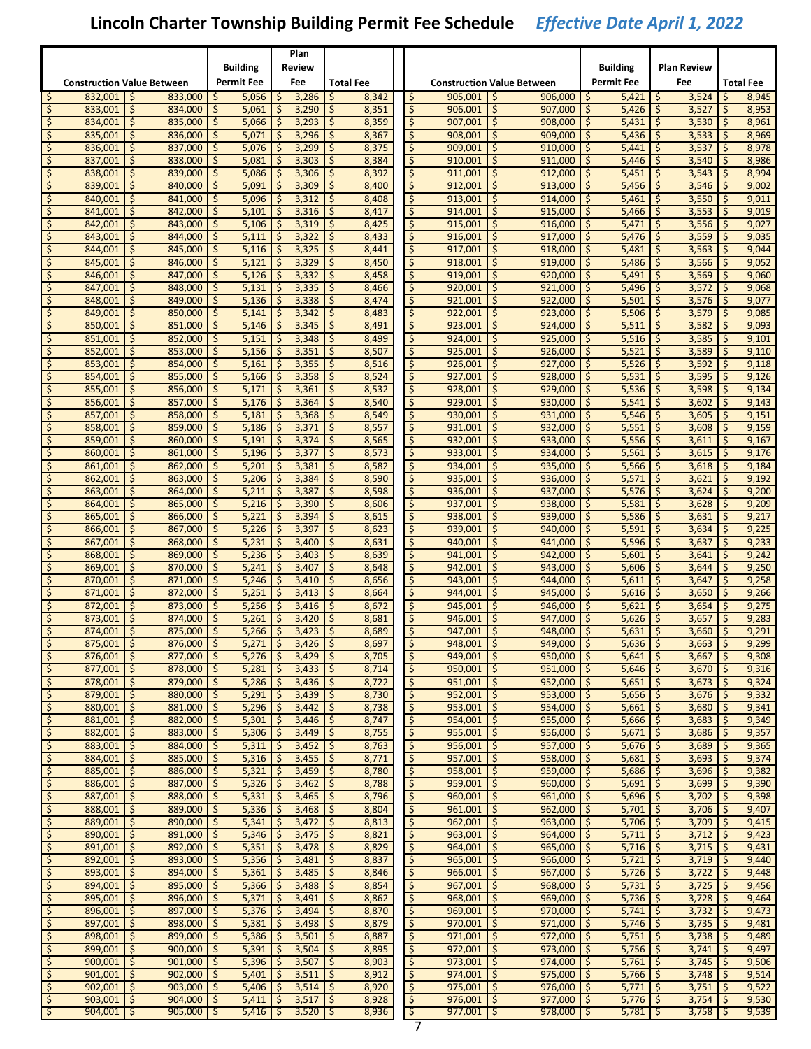# Lincoln Charter Township Building Permit Fee Schedule *Effective Date April 1, 2022*

| Construction Value Between | | Building Permit Fee | Plan Review Fee | Total Fee |
|---|---|---|---|---|
| $ 832,001 | $ 833,000 | $ 5,056 | $ 3,286 | $ 8,342 |
| $ 833,001 | $ 834,000 | $ 5,061 | $ 3,290 | $ 8,351 |
| $ 834,001 | $ 835,000 | $ 5,066 | $ 3,293 | $ 8,359 |
| $ 835,001 | $ 836,000 | $ 5,071 | $ 3,296 | $ 8,367 |
| $ 836,001 | $ 837,000 | $ 5,076 | $ 3,299 | $ 8,375 |
| $ 837,001 | $ 838,000 | $ 5,081 | $ 3,303 | $ 8,384 |
| $ 838,001 | $ 839,000 | $ 5,086 | $ 3,306 | $ 8,392 |
| $ 839,001 | $ 840,000 | $ 5,091 | $ 3,309 | $ 8,400 |
| $ 840,001 | $ 841,000 | $ 5,096 | $ 3,312 | $ 8,408 |
| $ 841,001 | $ 842,000 | $ 5,101 | $ 3,316 | $ 8,417 |
| $ 842,001 | $ 843,000 | $ 5,106 | $ 3,319 | $ 8,425 |
| $ 843,001 | $ 844,000 | $ 5,111 | $ 3,322 | $ 8,433 |
| $ 844,001 | $ 845,000 | $ 5,116 | $ 3,325 | $ 8,441 |
| $ 845,001 | $ 846,000 | $ 5,121 | $ 3,329 | $ 8,450 |
| $ 846,001 | $ 847,000 | $ 5,126 | $ 3,332 | $ 8,458 |
| $ 847,001 | $ 848,000 | $ 5,131 | $ 3,335 | $ 8,466 |
| $ 848,001 | $ 849,000 | $ 5,136 | $ 3,338 | $ 8,474 |
| $ 849,001 | $ 850,000 | $ 5,141 | $ 3,342 | $ 8,483 |
| $ 850,001 | $ 851,000 | $ 5,146 | $ 3,345 | $ 8,491 |
| $ 851,001 | $ 852,000 | $ 5,151 | $ 3,348 | $ 8,499 |
| $ 852,001 | $ 853,000 | $ 5,156 | $ 3,351 | $ 8,507 |
| $ 853,001 | $ 854,000 | $ 5,161 | $ 3,355 | $ 8,516 |
| $ 854,001 | $ 855,000 | $ 5,166 | $ 3,358 | $ 8,524 |
| $ 855,001 | $ 856,000 | $ 5,171 | $ 3,361 | $ 8,532 |
| $ 856,001 | $ 857,000 | $ 5,176 | $ 3,364 | $ 8,540 |
| $ 857,001 | $ 858,000 | $ 5,181 | $ 3,368 | $ 8,549 |
| $ 858,001 | $ 859,000 | $ 5,186 | $ 3,371 | $ 8,557 |
| $ 859,001 | $ 860,000 | $ 5,191 | $ 3,374 | $ 8,565 |
| $ 860,001 | $ 861,000 | $ 5,196 | $ 3,377 | $ 8,573 |
| $ 861,001 | $ 862,000 | $ 5,201 | $ 3,381 | $ 8,582 |
| $ 862,001 | $ 863,000 | $ 5,206 | $ 3,384 | $ 8,590 |
| $ 863,001 | $ 864,000 | $ 5,211 | $ 3,387 | $ 8,598 |
| $ 864,001 | $ 865,000 | $ 5,216 | $ 3,390 | $ 8,606 |
| $ 865,001 | $ 866,000 | $ 5,221 | $ 3,394 | $ 8,615 |
| $ 866,001 | $ 867,000 | $ 5,226 | $ 3,397 | $ 8,623 |
| $ 867,001 | $ 868,000 | $ 5,231 | $ 3,400 | $ 8,631 |
| $ 868,001 | $ 869,000 | $ 5,236 | $ 3,403 | $ 8,639 |
| $ 869,001 | $ 870,000 | $ 5,241 | $ 3,407 | $ 8,648 |
| $ 870,001 | $ 871,000 | $ 5,246 | $ 3,410 | $ 8,656 |
| $ 871,001 | $ 872,000 | $ 5,251 | $ 3,413 | $ 8,664 |
| $ 872,001 | $ 873,000 | $ 5,256 | $ 3,416 | $ 8,672 |
| $ 873,001 | $ 874,000 | $ 5,261 | $ 3,420 | $ 8,681 |
| $ 874,001 | $ 875,000 | $ 5,266 | $ 3,423 | $ 8,689 |
| $ 875,001 | $ 876,000 | $ 5,271 | $ 3,426 | $ 8,697 |
| $ 876,001 | $ 877,000 | $ 5,276 | $ 3,429 | $ 8,705 |
| $ 877,001 | $ 878,000 | $ 5,281 | $ 3,433 | $ 8,714 |
| $ 878,001 | $ 879,000 | $ 5,286 | $ 3,436 | $ 8,722 |
| $ 879,001 | $ 880,000 | $ 5,291 | $ 3,439 | $ 8,730 |
| $ 880,001 | $ 881,000 | $ 5,296 | $ 3,442 | $ 8,738 |
| $ 881,001 | $ 882,000 | $ 5,301 | $ 3,446 | $ 8,747 |
| $ 882,001 | $ 883,000 | $ 5,306 | $ 3,449 | $ 8,755 |
| $ 883,001 | $ 884,000 | $ 5,311 | $ 3,452 | $ 8,763 |
| $ 884,001 | $ 885,000 | $ 5,316 | $ 3,455 | $ 8,771 |
| $ 885,001 | $ 886,000 | $ 5,321 | $ 3,459 | $ 8,780 |
| $ 886,001 | $ 887,000 | $ 5,326 | $ 3,462 | $ 8,788 |
| $ 887,001 | $ 888,000 | $ 5,331 | $ 3,465 | $ 8,796 |
| $ 888,001 | $ 889,000 | $ 5,336 | $ 3,468 | $ 8,804 |
| $ 889,001 | $ 890,000 | $ 5,341 | $ 3,472 | $ 8,813 |
| $ 890,001 | $ 891,000 | $ 5,346 | $ 3,475 | $ 8,821 |
| $ 891,001 | $ 892,000 | $ 5,351 | $ 3,478 | $ 8,829 |
| $ 892,001 | $ 893,000 | $ 5,356 | $ 3,481 | $ 8,837 |
| $ 893,001 | $ 894,000 | $ 5,361 | $ 3,485 | $ 8,846 |
| $ 894,001 | $ 895,000 | $ 5,366 | $ 3,488 | $ 8,854 |
| $ 895,001 | $ 896,000 | $ 5,371 | $ 3,491 | $ 8,862 |
| $ 896,001 | $ 897,000 | $ 5,376 | $ 3,494 | $ 8,870 |
| $ 897,001 | $ 898,000 | $ 5,381 | $ 3,498 | $ 8,879 |
| $ 898,001 | $ 899,000 | $ 5,386 | $ 3,501 | $ 8,887 |
| $ 899,001 | $ 900,000 | $ 5,391 | $ 3,504 | $ 8,895 |
| $ 900,001 | $ 901,000 | $ 5,396 | $ 3,507 | $ 8,903 |
| $ 901,001 | $ 902,000 | $ 5,401 | $ 3,511 | $ 8,912 |
| $ 902,001 | $ 903,000 | $ 5,406 | $ 3,514 | $ 8,920 |
| $ 903,001 | $ 904,000 | $ 5,411 | $ 3,517 | $ 8,928 |
| $ 904,001 | $ 905,000 | $ 5,416 | $ 3,520 | $ 8,936 |
| $ 905,001 | $ 906,000 | $ 5,421 | $ 3,524 | $ 8,945 |
| $ 906,001 | $ 907,000 | $ 5,426 | $ 3,527 | $ 8,953 |
| $ 907,001 | $ 908,000 | $ 5,431 | $ 3,530 | $ 8,961 |
| $ 908,001 | $ 909,000 | $ 5,436 | $ 3,533 | $ 8,969 |
| $ 909,001 | $ 910,000 | $ 5,441 | $ 3,537 | $ 8,978 |
| $ 910,001 | $ 911,000 | $ 5,446 | $ 3,540 | $ 8,986 |
| $ 911,001 | $ 912,000 | $ 5,451 | $ 3,543 | $ 8,994 |
| $ 912,001 | $ 913,000 | $ 5,456 | $ 3,546 | $ 9,002 |
| $ 913,001 | $ 914,000 | $ 5,461 | $ 3,550 | $ 9,011 |
| $ 914,001 | $ 915,000 | $ 5,466 | $ 3,553 | $ 9,019 |
| $ 915,001 | $ 916,000 | $ 5,471 | $ 3,556 | $ 9,027 |
| $ 916,001 | $ 917,000 | $ 5,476 | $ 3,559 | $ 9,035 |
| $ 917,001 | $ 918,000 | $ 5,481 | $ 3,563 | $ 9,044 |
| $ 918,001 | $ 919,000 | $ 5,486 | $ 3,566 | $ 9,052 |
| $ 919,001 | $ 920,000 | $ 5,491 | $ 3,569 | $ 9,060 |
| $ 920,001 | $ 921,000 | $ 5,496 | $ 3,572 | $ 9,068 |
| $ 921,001 | $ 922,000 | $ 5,501 | $ 3,576 | $ 9,077 |
| $ 922,001 | $ 923,000 | $ 5,506 | $ 3,579 | $ 9,085 |
| $ 923,001 | $ 924,000 | $ 5,511 | $ 3,582 | $ 9,093 |
| $ 924,001 | $ 925,000 | $ 5,516 | $ 3,585 | $ 9,101 |
| $ 925,001 | $ 926,000 | $ 5,521 | $ 3,589 | $ 9,110 |
| $ 926,001 | $ 927,000 | $ 5,526 | $ 3,592 | $ 9,118 |
| $ 927,001 | $ 928,000 | $ 5,531 | $ 3,595 | $ 9,126 |
| $ 928,001 | $ 929,000 | $ 5,536 | $ 3,598 | $ 9,134 |
| $ 929,001 | $ 930,000 | $ 5,541 | $ 3,602 | $ 9,143 |
| $ 930,001 | $ 931,000 | $ 5,546 | $ 3,605 | $ 9,151 |
| $ 931,001 | $ 932,000 | $ 5,551 | $ 3,608 | $ 9,159 |
| $ 932,001 | $ 933,000 | $ 5,556 | $ 3,611 | $ 9,167 |
| $ 933,001 | $ 934,000 | $ 5,561 | $ 3,615 | $ 9,176 |
| $ 934,001 | $ 935,000 | $ 5,566 | $ 3,618 | $ 9,184 |
| $ 935,001 | $ 936,000 | $ 5,571 | $ 3,621 | $ 9,192 |
| $ 936,001 | $ 937,000 | $ 5,576 | $ 3,624 | $ 9,200 |
| $ 937,001 | $ 938,000 | $ 5,581 | $ 3,628 | $ 9,209 |
| $ 938,001 | $ 939,000 | $ 5,586 | $ 3,631 | $ 9,217 |
| $ 939,001 | $ 940,000 | $ 5,591 | $ 3,634 | $ 9,225 |
| $ 940,001 | $ 941,000 | $ 5,596 | $ 3,637 | $ 9,233 |
| $ 941,001 | $ 942,000 | $ 5,601 | $ 3,641 | $ 9,242 |
| $ 942,001 | $ 943,000 | $ 5,606 | $ 3,644 | $ 9,250 |
| $ 943,001 | $ 944,000 | $ 5,611 | $ 3,647 | $ 9,258 |
| $ 944,001 | $ 945,000 | $ 5,616 | $ 3,650 | $ 9,266 |
| $ 945,001 | $ 946,000 | $ 5,621 | $ 3,654 | $ 9,275 |
| $ 946,001 | $ 947,000 | $ 5,626 | $ 3,657 | $ 9,283 |
| $ 947,001 | $ 948,000 | $ 5,631 | $ 3,660 | $ 9,291 |
| $ 948,001 | $ 949,000 | $ 5,636 | $ 3,663 | $ 9,299 |
| $ 949,001 | $ 950,000 | $ 5,641 | $ 3,667 | $ 9,308 |
| $ 950,001 | $ 951,000 | $ 5,646 | $ 3,670 | $ 9,316 |
| $ 951,001 | $ 952,000 | $ 5,651 | $ 3,673 | $ 9,324 |
| $ 952,001 | $ 953,000 | $ 5,656 | $ 3,676 | $ 9,332 |
| $ 953,001 | $ 954,000 | $ 5,661 | $ 3,680 | $ 9,341 |
| $ 954,001 | $ 955,000 | $ 5,666 | $ 3,683 | $ 9,349 |
| $ 955,001 | $ 956,000 | $ 5,671 | $ 3,686 | $ 9,357 |
| $ 956,001 | $ 957,000 | $ 5,676 | $ 3,689 | $ 9,365 |
| $ 957,001 | $ 958,000 | $ 5,681 | $ 3,693 | $ 9,374 |
| $ 958,001 | $ 959,000 | $ 5,686 | $ 3,696 | $ 9,382 |
| $ 959,001 | $ 960,000 | $ 5,691 | $ 3,699 | $ 9,390 |
| $ 960,001 | $ 961,000 | $ 5,696 | $ 3,702 | $ 9,398 |
| $ 961,001 | $ 962,000 | $ 5,701 | $ 3,706 | $ 9,407 |
| $ 962,001 | $ 963,000 | $ 5,706 | $ 3,709 | $ 9,415 |
| $ 963,001 | $ 964,000 | $ 5,711 | $ 3,712 | $ 9,423 |
| $ 964,001 | $ 965,000 | $ 5,716 | $ 3,715 | $ 9,431 |
| $ 965,001 | $ 966,000 | $ 5,721 | $ 3,719 | $ 9,440 |
| $ 966,001 | $ 967,000 | $ 5,726 | $ 3,722 | $ 9,448 |
| $ 967,001 | $ 968,000 | $ 5,731 | $ 3,725 | $ 9,456 |
| $ 968,001 | $ 969,000 | $ 5,736 | $ 3,728 | $ 9,464 |
| $ 969,001 | $ 970,000 | $ 5,741 | $ 3,732 | $ 9,473 |
| $ 970,001 | $ 971,000 | $ 5,746 | $ 3,735 | $ 9,481 |
| $ 971,001 | $ 972,000 | $ 5,751 | $ 3,738 | $ 9,489 |
| $ 972,001 | $ 973,000 | $ 5,756 | $ 3,741 | $ 9,497 |
| $ 973,001 | $ 974,000 | $ 5,761 | $ 3,745 | $ 9,506 |
| $ 974,001 | $ 975,000 | $ 5,766 | $ 3,748 | $ 9,514 |
| $ 975,001 | $ 976,000 | $ 5,771 | $ 3,751 | $ 9,522 |
| $ 976,001 | $ 977,000 | $ 5,776 | $ 3,754 | $ 9,530 |
| $ 977,001 | $ 978,000 | $ 5,781 | $ 3,758 | $ 9,539 |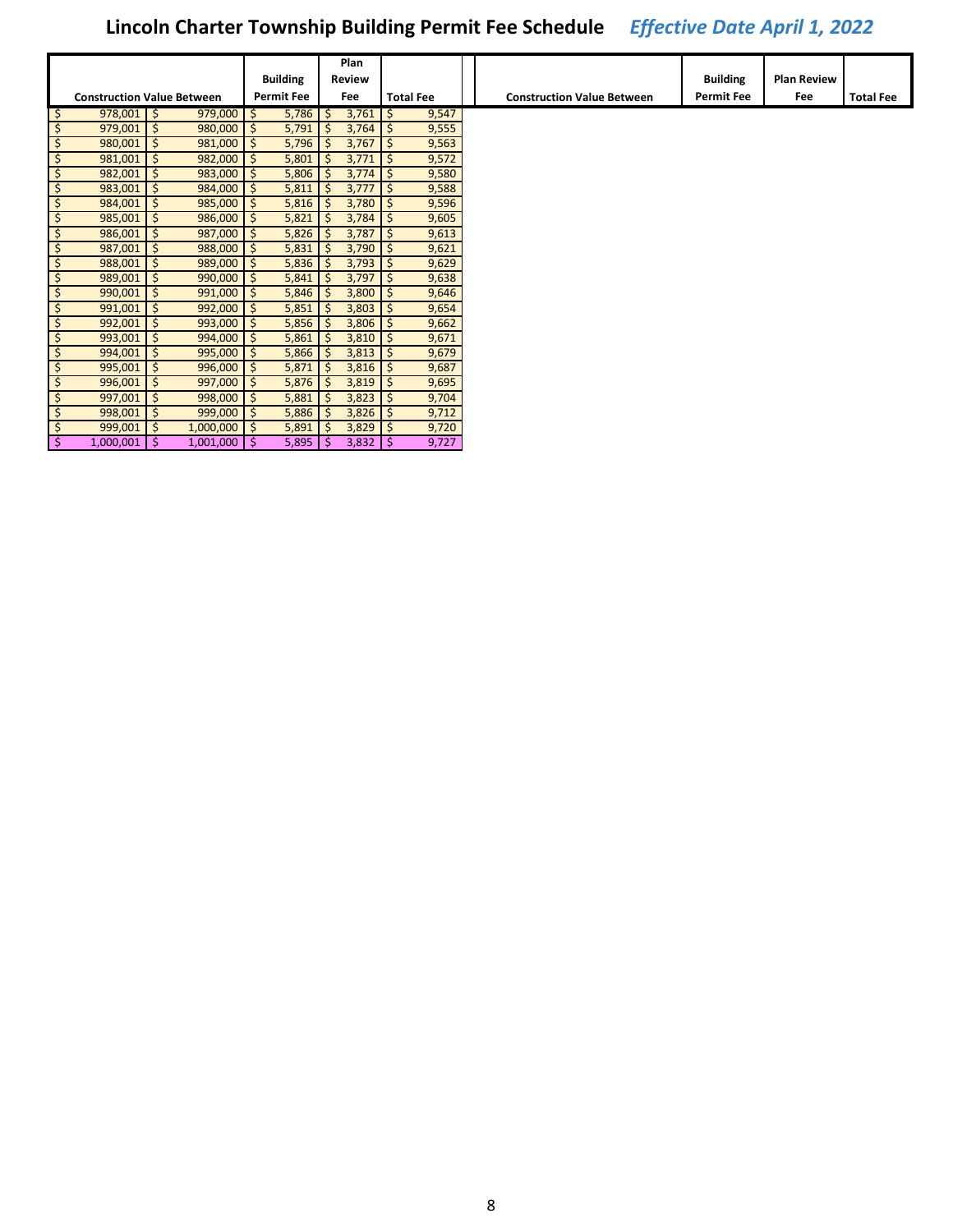# Lincoln Charter Township Building Permit Fee Schedule *Effective Date April 1, 2022*

| Construction Value Between | | Building Permit Fee | Plan Review Fee | Total Fee |
|---|---|---|---|---|
| $ 978,001 | $ 979,000 | $ 5,786 | $ 3,761 | $ 9,547 |
| $ 979,001 | $ 980,000 | $ 5,791 | $ 3,764 | $ 9,555 |
| $ 980,001 | $ 981,000 | $ 5,796 | $ 3,767 | $ 9,563 |
| $ 981,001 | $ 982,000 | $ 5,801 | $ 3,771 | $ 9,572 |
| $ 982,001 | $ 983,000 | $ 5,806 | $ 3,774 | $ 9,580 |
| $ 983,001 | $ 984,000 | $ 5,811 | $ 3,777 | $ 9,588 |
| $ 984,001 | $ 985,000 | $ 5,816 | $ 3,780 | $ 9,596 |
| $ 985,001 | $ 986,000 | $ 5,821 | $ 3,784 | $ 9,605 |
| $ 986,001 | $ 987,000 | $ 5,826 | $ 3,787 | $ 9,613 |
| $ 987,001 | $ 988,000 | $ 5,831 | $ 3,790 | $ 9,621 |
| $ 988,001 | $ 989,000 | $ 5,836 | $ 3,793 | $ 9,629 |
| $ 989,001 | $ 990,000 | $ 5,841 | $ 3,797 | $ 9,638 |
| $ 990,001 | $ 991,000 | $ 5,846 | $ 3,800 | $ 9,646 |
| $ 991,001 | $ 992,000 | $ 5,851 | $ 3,803 | $ 9,654 |
| $ 992,001 | $ 993,000 | $ 5,856 | $ 3,806 | $ 9,662 |
| $ 993,001 | $ 994,000 | $ 5,861 | $ 3,810 | $ 9,671 |
| $ 994,001 | $ 995,000 | $ 5,866 | $ 3,813 | $ 9,679 |
| $ 995,001 | $ 996,000 | $ 5,871 | $ 3,816 | $ 9,687 |
| $ 996,001 | $ 997,000 | $ 5,876 | $ 3,819 | $ 9,695 |
| $ 997,001 | $ 998,000 | $ 5,881 | $ 3,823 | $ 9,704 |
| $ 998,001 | $ 999,000 | $ 5,886 | $ 3,826 | $ 9,712 |
| $ 999,001 | $ 1,000,000 | $ 5,891 | $ 3,829 | $ 9,720 |
| $ 1,000,001 | $ 1,001,000 | $ 5,895 | $ 3,832 | $ 9,727 |